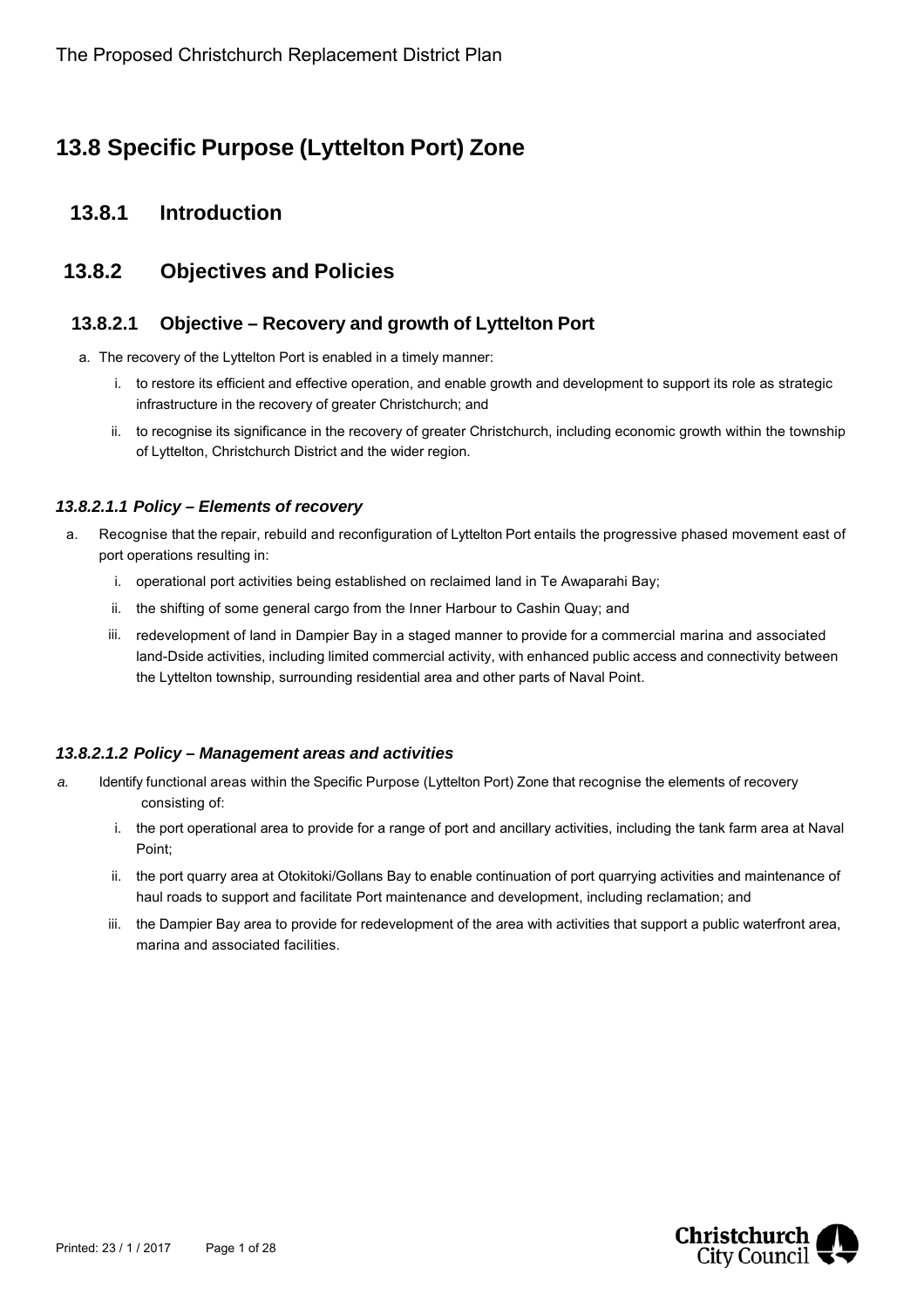# 13.8 Specific Purpose (Lyttelton Port) Zone

## 13.8.1 Introduction

## 13.8.2 Objectives and Policies

### 13.8.2.1 Objective – Recovery and growth of Lyttelton Port

a. The recovery of the Lyttelton Port is enabled in a timely manner:

   i. to restore its efficient and effective operation, and enable growth and development to support its role as strategic infrastructure in the recovery of greater Christchurch; and

   ii. to recognise its significance in the recovery of greater Christchurch, including economic growth within the township of Lyttelton, Christchurch District and the wider region.

#### *13.8.2.1.1 Policy – Elements of recovery*

a. Recognise that the repair, rebuild and reconfiguration of Lyttelton Port entails the progressive phased movement east of port operations resulting in:

   i. operational port activities being established on reclaimed land in Te Awaparahi Bay;

   ii. the shifting of some general cargo from the Inner Harbour to Cashin Quay; and

   iii. redevelopment of land in Dampier Bay in a staged manner to provide for a commercial marina and associated land-Dside activities, including limited commercial activity, with enhanced public access and connectivity between the Lyttelton township, surrounding residential area and other parts of Naval Point.

#### *13.8.2.1.2 Policy – Management areas and activities*

*a.* Identify functional areas within the Specific Purpose (Lyttelton Port) Zone that recognise the elements of recovery consisting of:

   i. the port operational area to provide for a range of port and ancillary activities, including the tank farm area at Naval Point;

   ii. the port quarry area at Otokitoki/Gollans Bay to enable continuation of port quarrying activities and maintenance of haul roads to support and facilitate Port maintenance and development, including reclamation; and

   iii. the Dampier Bay area to provide for redevelopment of the area with activities that support a public waterfront area, marina and associated facilities.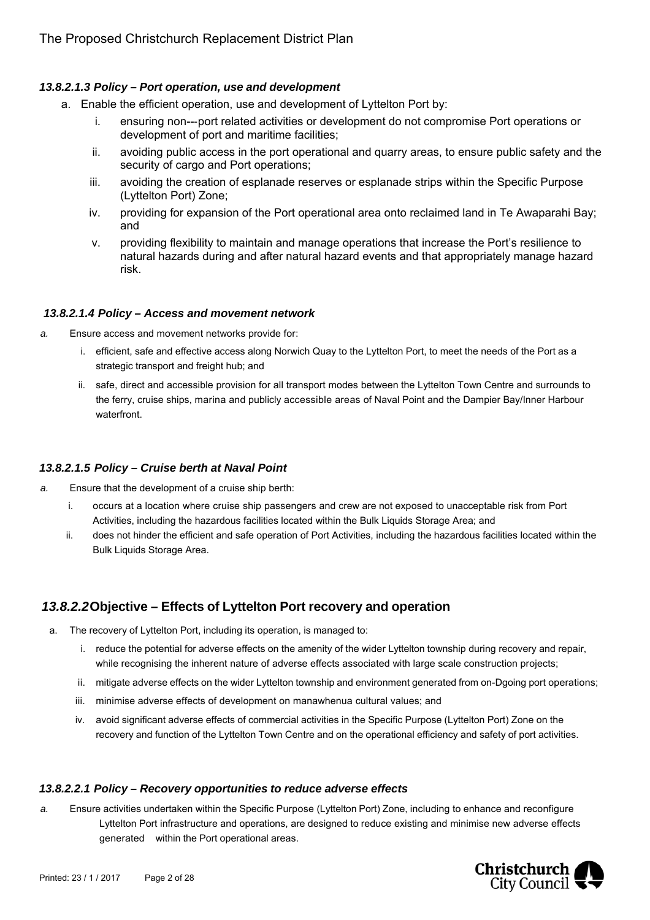#### *13.8.2.1.3 Policy – Port operation, use and development*

a. Enable the efficient operation, use and development of Lyttelton Port by:

   i. ensuring non---port related activities or development do not compromise Port operations or development of port and maritime facilities;

   ii. avoiding public access in the port operational and quarry areas, to ensure public safety and the security of cargo and Port operations;

   iii. avoiding the creation of esplanade reserves or esplanade strips within the Specific Purpose (Lyttelton Port) Zone;

   iv. providing for expansion of the Port operational area onto reclaimed land in Te Awaparahi Bay; and

   v. providing flexibility to maintain and manage operations that increase the Port's resilience to natural hazards during and after natural hazard events and that appropriately manage hazard risk.

#### *13.8.2.1.4 Policy – Access and movement network*

*a.* Ensure access and movement networks provide for:

   i. efficient, safe and effective access along Norwich Quay to the Lyttelton Port, to meet the needs of the Port as a strategic transport and freight hub; and

   ii. safe, direct and accessible provision for all transport modes between the Lyttelton Town Centre and surrounds to the ferry, cruise ships, marina and publicly accessible areas of Naval Point and the Dampier Bay/Inner Harbour waterfront.

#### *13.8.2.1.5 Policy – Cruise berth at Naval Point*

*a.* Ensure that the development of a cruise ship berth:

   i. occurs at a location where cruise ship passengers and crew are not exposed to unacceptable risk from Port Activities, including the hazardous facilities located within the Bulk Liquids Storage Area; and

   ii. does not hinder the efficient and safe operation of Port Activities, including the hazardous facilities located within the Bulk Liquids Storage Area.

### *13.8.2.2* Objective – Effects of Lyttelton Port recovery and operation

a. The recovery of Lyttelton Port, including its operation, is managed to:

   i. reduce the potential for adverse effects on the amenity of the wider Lyttelton township during recovery and repair, while recognising the inherent nature of adverse effects associated with large scale construction projects;

   ii. mitigate adverse effects on the wider Lyttelton township and environment generated from on-Dgoing port operations;

   iii. minimise adverse effects of development on manawhenua cultural values; and

   iv. avoid significant adverse effects of commercial activities in the Specific Purpose (Lyttelton Port) Zone on the recovery and function of the Lyttelton Town Centre and on the operational efficiency and safety of port activities.

#### *13.8.2.2.1 Policy – Recovery opportunities to reduce adverse effects*

*a.* Ensure activities undertaken within the Specific Purpose (Lyttelton Port) Zone, including to enhance and reconfigure Lyttelton Port infrastructure and operations, are designed to reduce existing and minimise new adverse effects generated within the Port operational areas.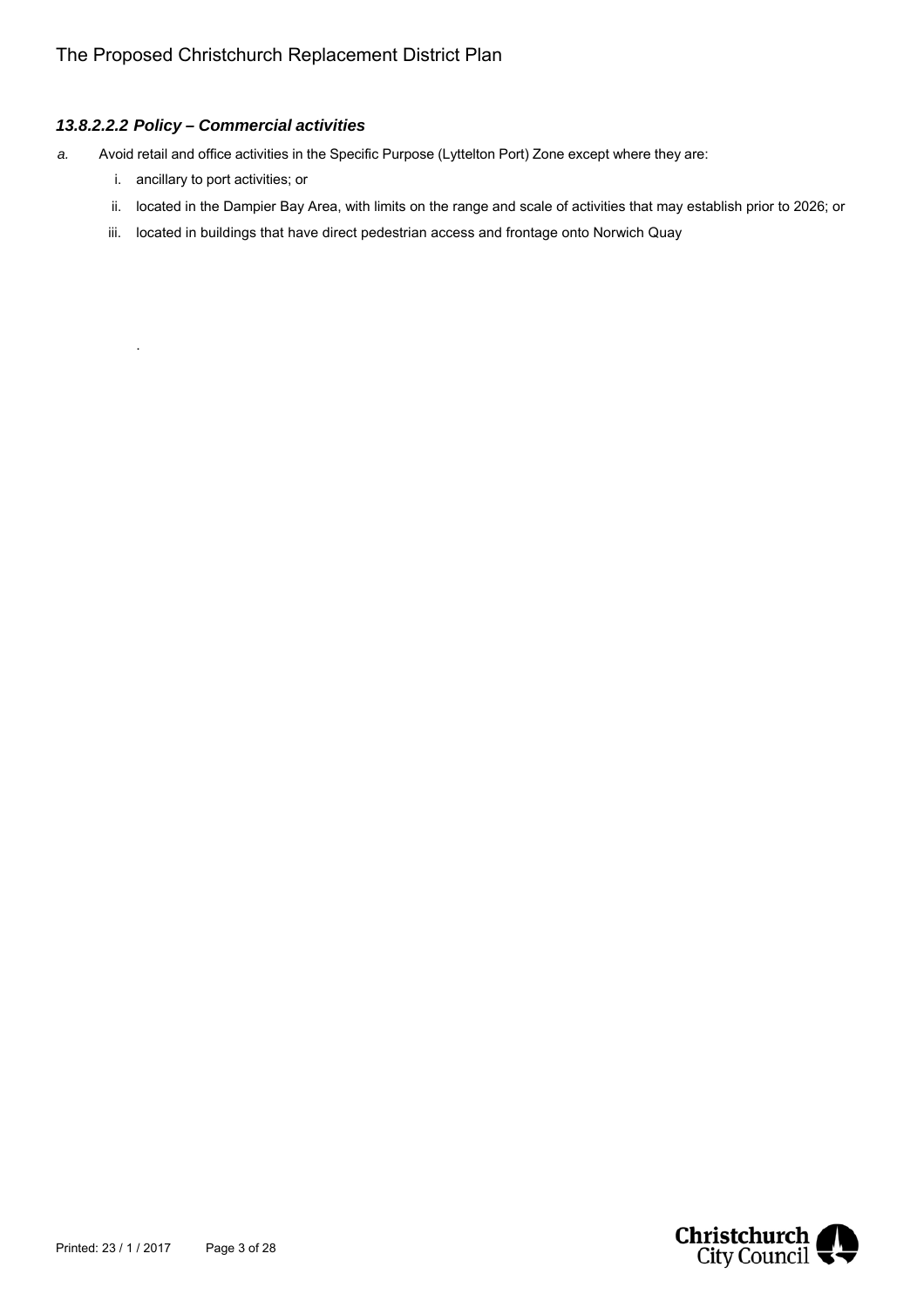#### *13.8.2.2.2 Policy – Commercial activities*

*a.* Avoid retail and office activities in the Specific Purpose (Lyttelton Port) Zone except where they are:

   i. ancillary to port activities; or

   ii. located in the Dampier Bay Area, with limits on the range and scale of activities that may establish prior to 2026; or

   iii. located in buildings that have direct pedestrian access and frontage onto Norwich Quay

   .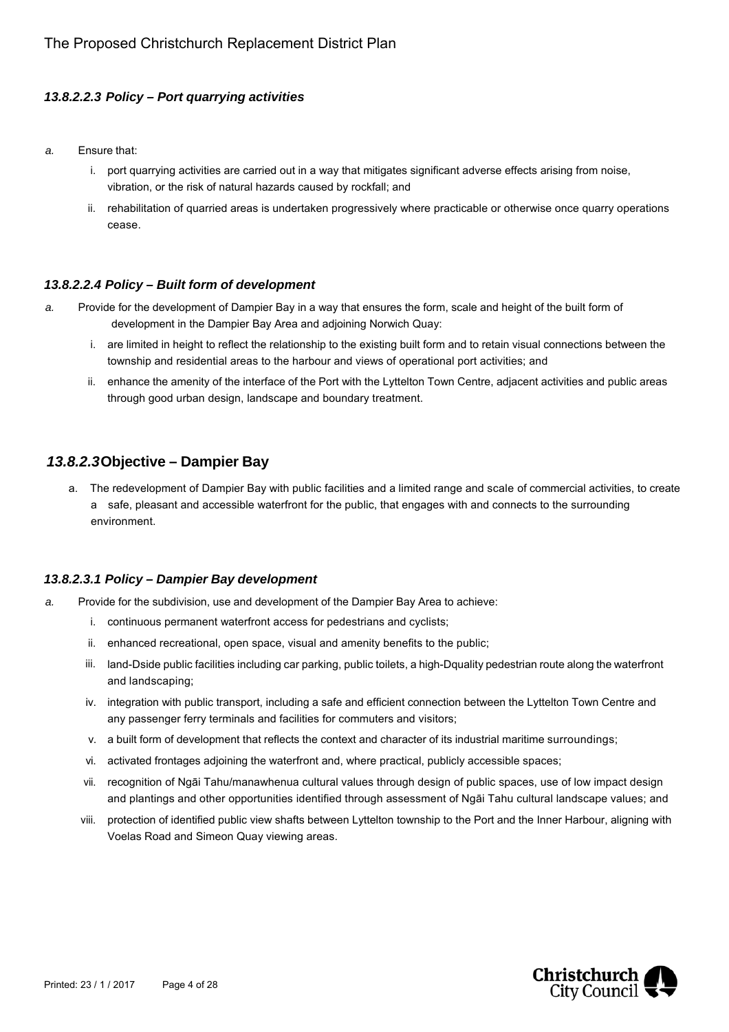#### *13.8.2.2.3 Policy – Port quarrying activities*

*a.* Ensure that:

   i. port quarrying activities are carried out in a way that mitigates significant adverse effects arising from noise, vibration, or the risk of natural hazards caused by rockfall; and

   ii. rehabilitation of quarried areas is undertaken progressively where practicable or otherwise once quarry operations cease.

#### *13.8.2.2.4 Policy – Built form of development*

*a.* Provide for the development of Dampier Bay in a way that ensures the form, scale and height of the built form of development in the Dampier Bay Area and adjoining Norwich Quay:

   i. are limited in height to reflect the relationship to the existing built form and to retain visual connections between the township and residential areas to the harbour and views of operational port activities; and

   ii. enhance the amenity of the interface of the Port with the Lyttelton Town Centre, adjacent activities and public areas through good urban design, landscape and boundary treatment.

### *13.8.2.3* Objective – Dampier Bay

a. The redevelopment of Dampier Bay with public facilities and a limited range and scale of commercial activities, to create a safe, pleasant and accessible waterfront for the public, that engages with and connects to the surrounding environment.

#### *13.8.2.3.1 Policy – Dampier Bay development*

*a.* Provide for the subdivision, use and development of the Dampier Bay Area to achieve:

   i. continuous permanent waterfront access for pedestrians and cyclists;

   ii. enhanced recreational, open space, visual and amenity benefits to the public;

   iii. land-Dside public facilities including car parking, public toilets, a high-Dquality pedestrian route along the waterfront and landscaping;

   iv. integration with public transport, including a safe and efficient connection between the Lyttelton Town Centre and any passenger ferry terminals and facilities for commuters and visitors;

   v. a built form of development that reflects the context and character of its industrial maritime surroundings;

   vi. activated frontages adjoining the waterfront and, where practical, publicly accessible spaces;

   vii. recognition of Ngāi Tahu/manawhenua cultural values through design of public spaces, use of low impact design and plantings and other opportunities identified through assessment of Ngāi Tahu cultural landscape values; and

   viii. protection of identified public view shafts between Lyttelton township to the Port and the Inner Harbour, aligning with Voelas Road and Simeon Quay viewing areas.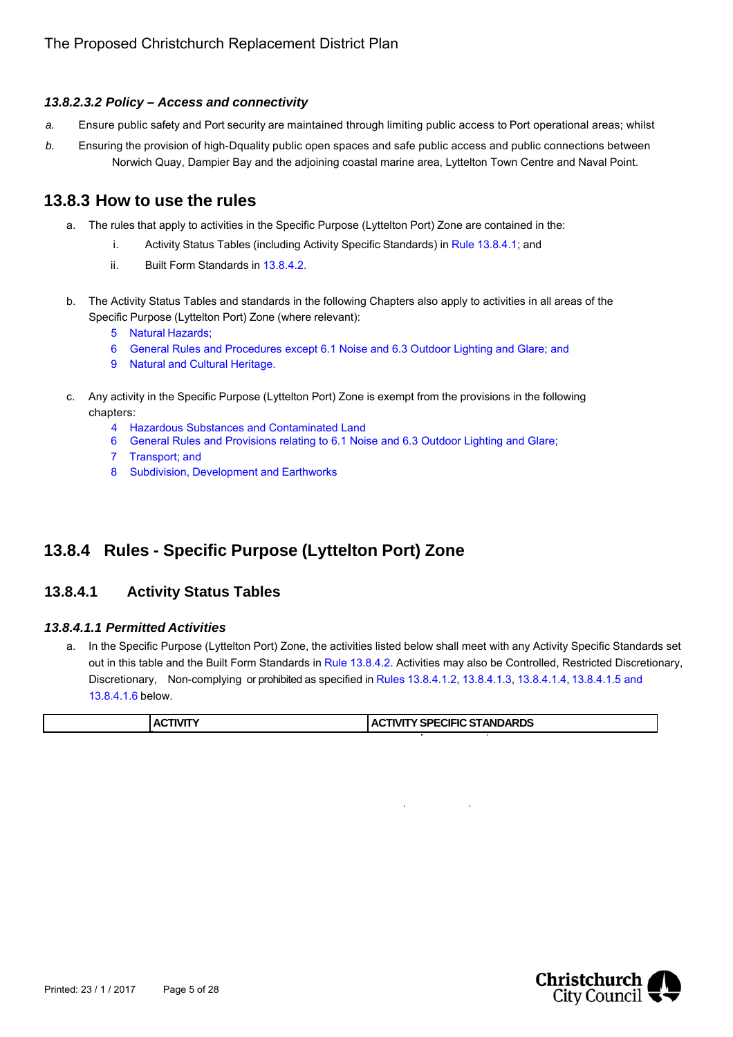#### *13.8.2.3.2 Policy – Access and connectivity*

*a.* Ensure public safety and Port security are maintained through limiting public access to Port operational areas; whilst

*b.* Ensuring the provision of high-Dquality public open spaces and safe public access and public connections between Norwich Quay, Dampier Bay and the adjoining coastal marine area, Lyttelton Town Centre and Naval Point.

## 13.8.3 How to use the rules

a. The rules that apply to activities in the Specific Purpose (Lyttelton Port) Zone are contained in the:

   i. Activity Status Tables (including Activity Specific Standards) in Rule 13.8.4.1; and

   ii. Built Form Standards in 13.8.4.2.

b. The Activity Status Tables and standards in the following Chapters also apply to activities in all areas of the Specific Purpose (Lyttelton Port) Zone (where relevant):

   5 Natural Hazards;
   6 General Rules and Procedures except 6.1 Noise and 6.3 Outdoor Lighting and Glare; and
   9 Natural and Cultural Heritage.

c. Any activity in the Specific Purpose (Lyttelton Port) Zone is exempt from the provisions in the following chapters:

   4 Hazardous Substances and Contaminated Land
   6 General Rules and Provisions relating to 6.1 Noise and 6.3 Outdoor Lighting and Glare;
   7 Transport; and
   8 Subdivision, Development and Earthworks

## 13.8.4 Rules - Specific Purpose (Lyttelton Port) Zone

### 13.8.4.1 Activity Status Tables

#### *13.8.4.1.1 Permitted Activities*

a. In the Specific Purpose (Lyttelton Port) Zone, the activities listed below shall meet with any Activity Specific Standards set out in this table and the Built Form Standards in Rule 13.8.4.2. Activities may also be Controlled, Restricted Discretionary, Discretionary, Non-complying or prohibited as specified in Rules 13.8.4.1.2, 13.8.4.1.3, 13.8.4.1.4, 13.8.4.1.5 and 13.8.4.1.6 below.

| | ACTIVITY | ACTIVITY SPECIFIC STANDARDS |
|---|---|---|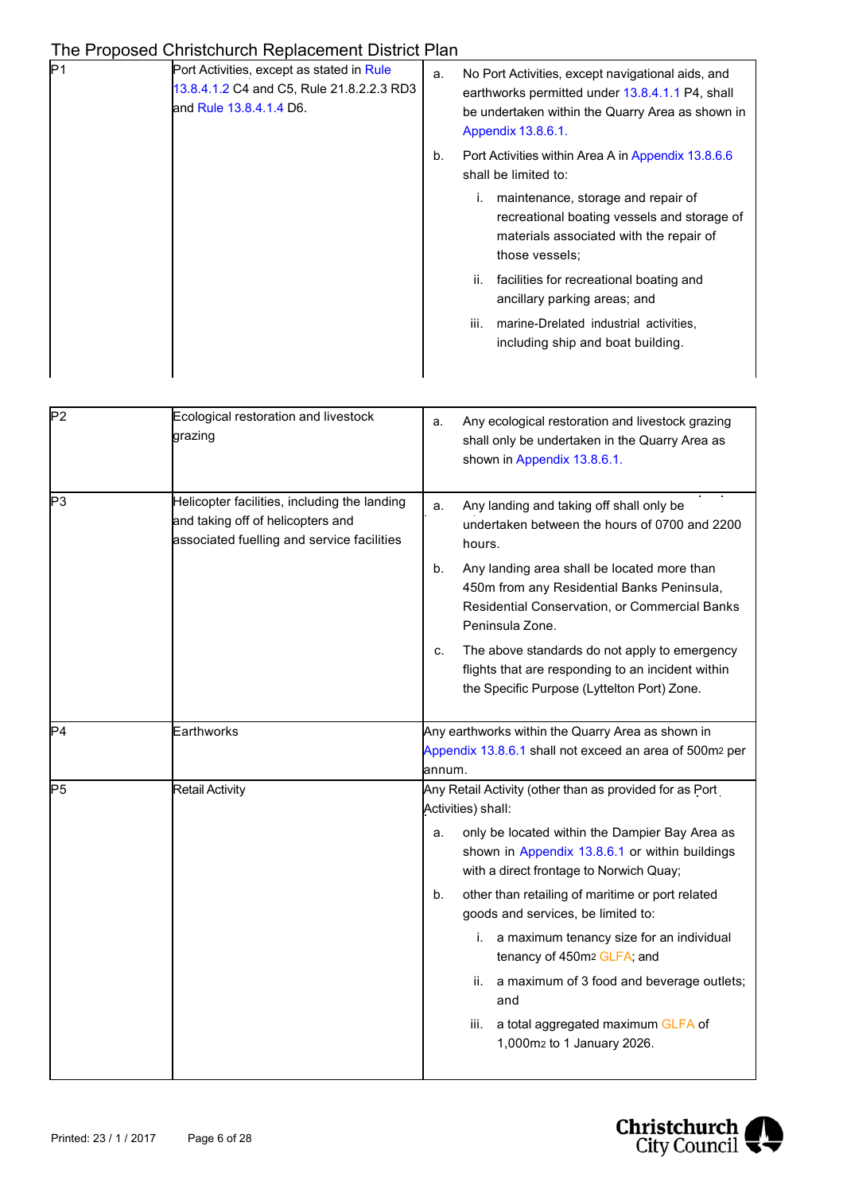| P1 | Port Activities, except as stated in Rule 13.8.4.1.2 C4 and C5, Rule 21.8.2.2.3 RD3 and Rule 13.8.4.1.4 D6. | a. No Port Activities, except navigational aids, and earthworks permitted under 13.8.4.1.1 P4, shall be undertaken within the Quarry Area as shown in Appendix 13.8.6.1.<br>b. Port Activities within Area A in Appendix 13.8.6.6 shall be limited to:<br>i. maintenance, storage and repair of recreational boating vessels and storage of materials associated with the repair of those vessels;<br>ii. facilities for recreational boating and ancillary parking areas; and<br>iii. marine-Drelated industrial activities, including ship and boat building. |
|---|---|---|
| P2 | Ecological restoration and livestock grazing | a. Any ecological restoration and livestock grazing shall only be undertaken in the Quarry Area as shown in Appendix 13.8.6.1. |
| P3 | Helicopter facilities, including the landing and taking off of helicopters and associated fuelling and service facilities | a. Any landing and taking off shall only be undertaken between the hours of 0700 and 2200 hours.<br>b. Any landing area shall be located more than 450m from any Residential Banks Peninsula, Residential Conservation, or Commercial Banks Peninsula Zone.<br>c. The above standards do not apply to emergency flights that are responding to an incident within the Specific Purpose (Lyttelton Port) Zone. |
| P4 | Earthworks | Any earthworks within the Quarry Area as shown in Appendix 13.8.6.1 shall not exceed an area of 500m2 per annum. |
| P5 | Retail Activity | Any Retail Activity (other than as provided for as Port Activities) shall:<br>a. only be located within the Dampier Bay Area as shown in Appendix 13.8.6.1 or within buildings with a direct frontage to Norwich Quay;<br>b. other than retailing of maritime or port related goods and services, be limited to:<br>i. a maximum tenancy size for an individual tenancy of 450m2 GLFA; and<br>ii. a maximum of 3 food and beverage outlets; and<br>iii. a total aggregated maximum GLFA of 1,000m2 to 1 January 2026. |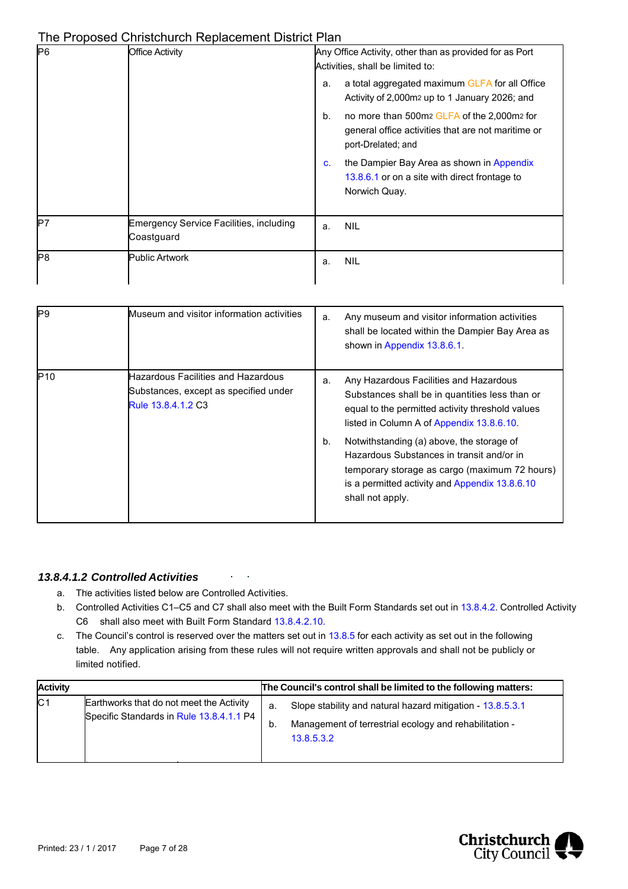| | | |
|---|---|---|
| P6 | Office Activity | Any Office Activity, other than as provided for as Port Activities, shall be limited to:<br>a. a total aggregated maximum GLFA for all Office Activity of 2,000m2 up to 1 January 2026; and<br>b. no more than 500m2 GLFA of the 2,000m2 for general office activities that are not maritime or port-Drelated; and<br>c. the Dampier Bay Area as shown in Appendix 13.8.6.1 or on a site with direct frontage to Norwich Quay. |
| P7 | Emergency Service Facilities, including Coastguard | a. NIL |
| P8 | Public Artwork | a. NIL |
| P9 | Museum and visitor information activities | a. Any museum and visitor information activities shall be located within the Dampier Bay Area as shown in Appendix 13.8.6.1. |
| P10 | Hazardous Facilities and Hazardous Substances, except as specified under Rule 13.8.4.1.2 C3 | a. Any Hazardous Facilities and Hazardous Substances shall be in quantities less than or equal to the permitted activity threshold values listed in Column A of Appendix 13.8.6.10.<br>b. Notwithstanding (a) above, the storage of Hazardous Substances in transit and/or in temporary storage as cargo (maximum 72 hours) is a permitted activity and Appendix 13.8.6.10 shall not apply. |

#### *13.8.4.1.2 Controlled Activities*

a. The activities listed below are Controlled Activities.
b. Controlled Activities C1–C5 and C7 shall also meet with the Built Form Standards set out in 13.8.4.2. Controlled Activity C6 shall also meet with Built Form Standard 13.8.4.2.10.
c. The Council's control is reserved over the matters set out in 13.8.5 for each activity as set out in the following table. Any application arising from these rules will not require written approvals and shall not be publicly or limited notified.

| Activity | | The Council's control shall be limited to the following matters: |
|---|---|---|
| C1 | Earthworks that do not meet the Activity Specific Standards in Rule 13.8.4.1.1 P4 | a. Slope stability and natural hazard mitigation - 13.8.5.3.1<br>b. Management of terrestrial ecology and rehabilitation - 13.8.5.3.2 |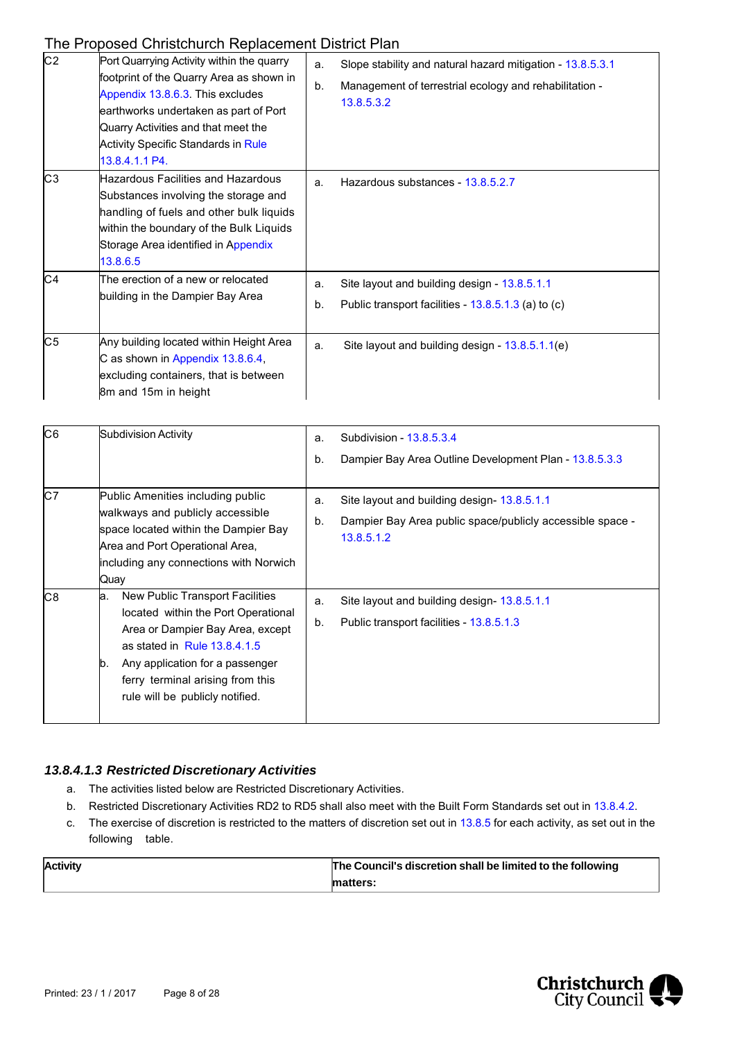| | | |
|---|---|---|
| C2 | Port Quarrying Activity within the quarry footprint of the Quarry Area as shown in Appendix 13.8.6.3. This excludes earthworks undertaken as part of Port Quarry Activities and that meet the Activity Specific Standards in Rule 13.8.4.1.1 P4. | a. Slope stability and natural hazard mitigation - 13.8.5.3.1<br>b. Management of terrestrial ecology and rehabilitation - 13.8.5.3.2 |
| C3 | Hazardous Facilities and Hazardous Substances involving the storage and handling of fuels and other bulk liquids within the boundary of the Bulk Liquids Storage Area identified in Appendix 13.8.6.5 | a. Hazardous substances - 13.8.5.2.7 |
| C4 | The erection of a new or relocated building in the Dampier Bay Area | a. Site layout and building design - 13.8.5.1.1<br>b. Public transport facilities - 13.8.5.1.3 (a) to (c) |
| C5 | Any building located within Height Area C as shown in Appendix 13.8.6.4, excluding containers, that is between 8m and 15m in height | a. Site layout and building design - 13.8.5.1.1(e) |
| C6 | Subdivision Activity | a. Subdivision - 13.8.5.3.4<br>b. Dampier Bay Area Outline Development Plan - 13.8.5.3.3 |
| C7 | Public Amenities including public walkways and publicly accessible space located within the Dampier Bay Area and Port Operational Area, including any connections with Norwich Quay | a. Site layout and building design- 13.8.5.1.1<br>b. Dampier Bay Area public space/publicly accessible space - 13.8.5.1.2 |
| C8 | a. New Public Transport Facilities located within the Port Operational Area or Dampier Bay Area, except as stated in Rule 13.8.4.1.5<br>b. Any application for a passenger ferry terminal arising from this rule will be publicly notified. | a. Site layout and building design- 13.8.5.1.1<br>b. Public transport facilities - 13.8.5.1.3 |

#### *13.8.4.1.3 Restricted Discretionary Activities*

a. The activities listed below are Restricted Discretionary Activities.
b. Restricted Discretionary Activities RD2 to RD5 shall also meet with the Built Form Standards set out in 13.8.4.2.
c. The exercise of discretion is restricted to the matters of discretion set out in 13.8.5 for each activity, as set out in the following table.

| **Activity** | **The Council's discretion shall be limited to the following matters:** |
|---|---|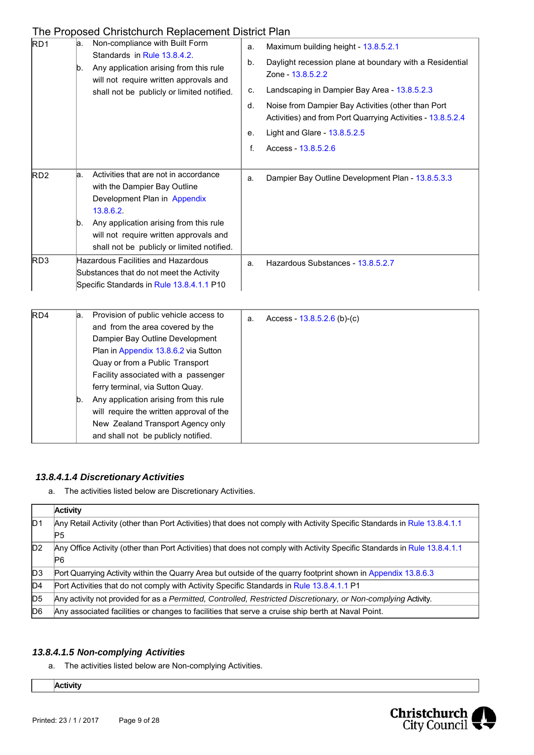| | | |
|---|---|---|
| RD1 | a. Non-compliance with Built Form Standards in Rule 13.8.4.2.<br>b. Any application arising from this rule will not require written approvals and shall not be publicly or limited notified. | a. Maximum building height - 13.8.5.2.1<br>b. Daylight recession plane at boundary with a Residential Zone - 13.8.5.2.2<br>c. Landscaping in Dampier Bay Area - 13.8.5.2.3<br>d. Noise from Dampier Bay Activities (other than Port Activities) and from Port Quarrying Activities - 13.8.5.2.4<br>e. Light and Glare - 13.8.5.2.5<br>f. Access - 13.8.5.2.6 |
| RD2 | a. Activities that are not in accordance with the Dampier Bay Outline Development Plan in Appendix 13.8.6.2.<br>b. Any application arising from this rule will not require written approvals and shall not be publicly or limited notified. | a. Dampier Bay Outline Development Plan - 13.8.5.3.3 |
| RD3 | Hazardous Facilities and Hazardous Substances that do not meet the Activity Specific Standards in Rule 13.8.4.1.1 P10 | a. Hazardous Substances - 13.8.5.2.7 |
| RD4 | a. Provision of public vehicle access to and from the area covered by the Dampier Bay Outline Development Plan in Appendix 13.8.6.2 via Sutton Quay or from a Public Transport Facility associated with a passenger ferry terminal, via Sutton Quay.<br>b. Any application arising from this rule will require the written approval of the New Zealand Transport Agency only and shall not be publicly notified. | a. Access - 13.8.5.2.6 (b)-(c) |

### *13.8.4.1.4 Discretionary Activities*

a. The activities listed below are Discretionary Activities.

| | Activity |
|---|---|
| D1 | Any Retail Activity (other than Port Activities) that does not comply with Activity Specific Standards in Rule 13.8.4.1.1 P5 |
| D2 | Any Office Activity (other than Port Activities) that does not comply with Activity Specific Standards in Rule 13.8.4.1.1 P6 |
| D3 | Port Quarrying Activity within the Quarry Area but outside of the quarry footprint shown in Appendix 13.8.6.3 |
| D4 | Port Activities that do not comply with Activity Specific Standards in Rule 13.8.4.1.1 P1 |
| D5 | Any activity not provided for as a *Permitted, Controlled, Restricted Discretionary, or Non-complying* Activity. |
| D6 | Any associated facilities or changes to facilities that serve a cruise ship berth at Naval Point. |

### *13.8.4.1.5 Non-complying Activities*

a. The activities listed below are Non-complying Activities.

| | Activity |
|---|---|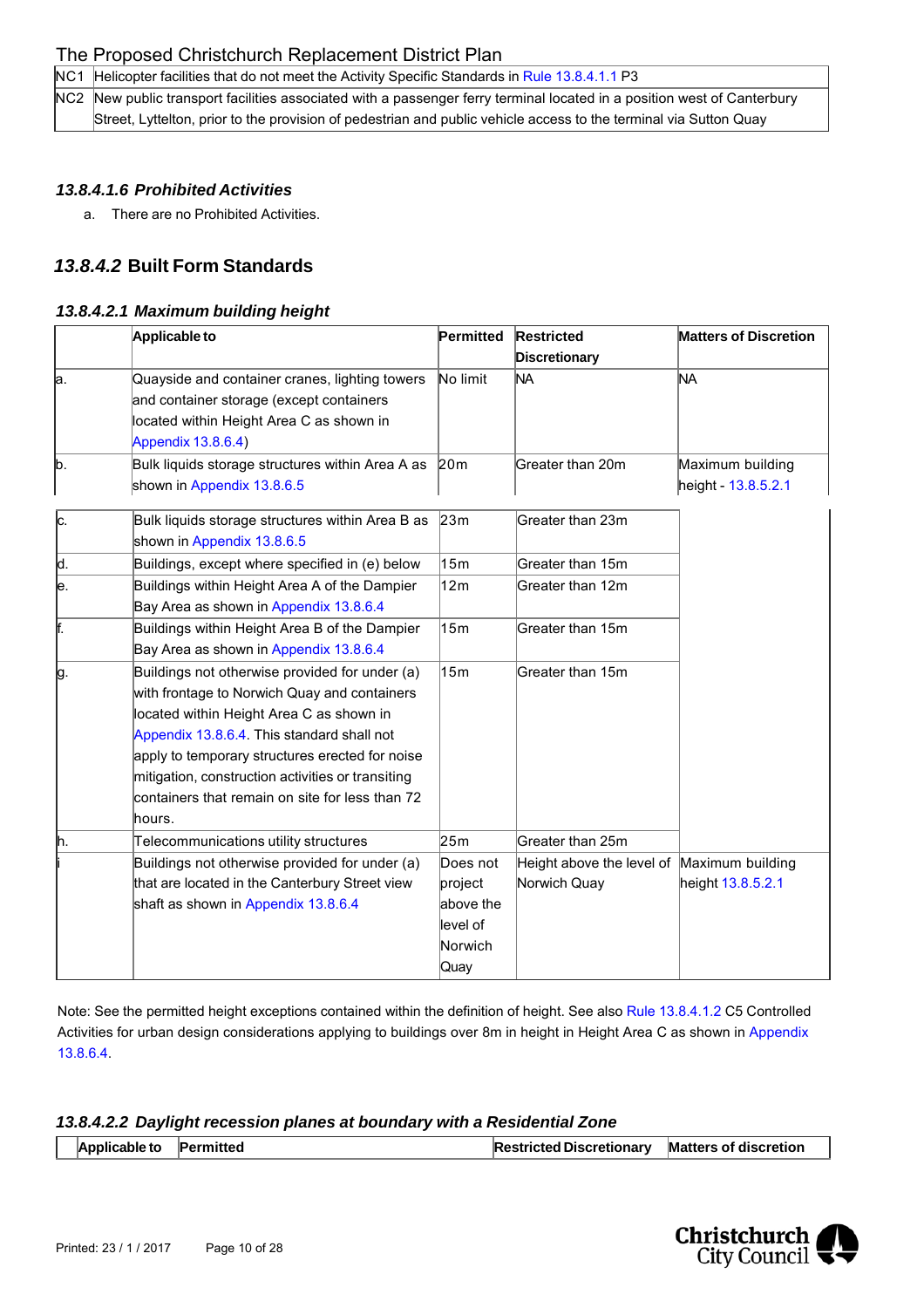| | |
|---|---|
| NC1 | Helicopter facilities that do not meet the Activity Specific Standards in Rule 13.8.4.1.1 P3 |
| NC2 | New public transport facilities associated with a passenger ferry terminal located in a position west of Canterbury Street, Lyttelton, prior to the provision of pedestrian and public vehicle access to the terminal via Sutton Quay |

#### *13.8.4.1.6 Prohibited Activities*

a. There are no Prohibited Activities.

### *13.8.4.2* Built Form Standards

#### *13.8.4.2.1 Maximum building height*

| | Applicable to | Permitted | Restricted Discretionary | Matters of Discretion |
|---|---|---|---|---|
| a. | Quayside and container cranes, lighting towers and container storage (except containers located within Height Area C as shown in Appendix 13.8.6.4) | No limit | NA | NA |
| b. | Bulk liquids storage structures within Area A as shown in Appendix 13.8.6.5 | 20m | Greater than 20m | Maximum building height - 13.8.5.2.1 |
| c. | Bulk liquids storage structures within Area B as shown in Appendix 13.8.6.5 | 23m | Greater than 23m | |
| d. | Buildings, except where specified in (e) below | 15m | Greater than 15m | |
| e. | Buildings within Height Area A of the Dampier Bay Area as shown in Appendix 13.8.6.4 | 12m | Greater than 12m | |
| f. | Buildings within Height Area B of the Dampier Bay Area as shown in Appendix 13.8.6.4 | 15m | Greater than 15m | |
| g. | Buildings not otherwise provided for under (a) with frontage to Norwich Quay and containers located within Height Area C as shown in Appendix 13.8.6.4. This standard shall not apply to temporary structures erected for noise mitigation, construction activities or transiting containers that remain on site for less than 72 hours. | 15m | Greater than 15m | |
| h. | Telecommunications utility structures | 25m | Greater than 25m | |
| i | Buildings not otherwise provided for under (a) that are located in the Canterbury Street view shaft as shown in Appendix 13.8.6.4 | Does not project above the level of Norwich Quay | Height above the level of Norwich Quay | Maximum building height 13.8.5.2.1 |

Note: See the permitted height exceptions contained within the definition of height. See also Rule 13.8.4.1.2 C5 Controlled Activities for urban design considerations applying to buildings over 8m in height in Height Area C as shown in Appendix 13.8.6.4.

#### *13.8.4.2.2 Daylight recession planes at boundary with a Residential Zone*

| | Applicable to | Permitted | Restricted Discretionary | Matters of discretion |
|---|---|---|---|---|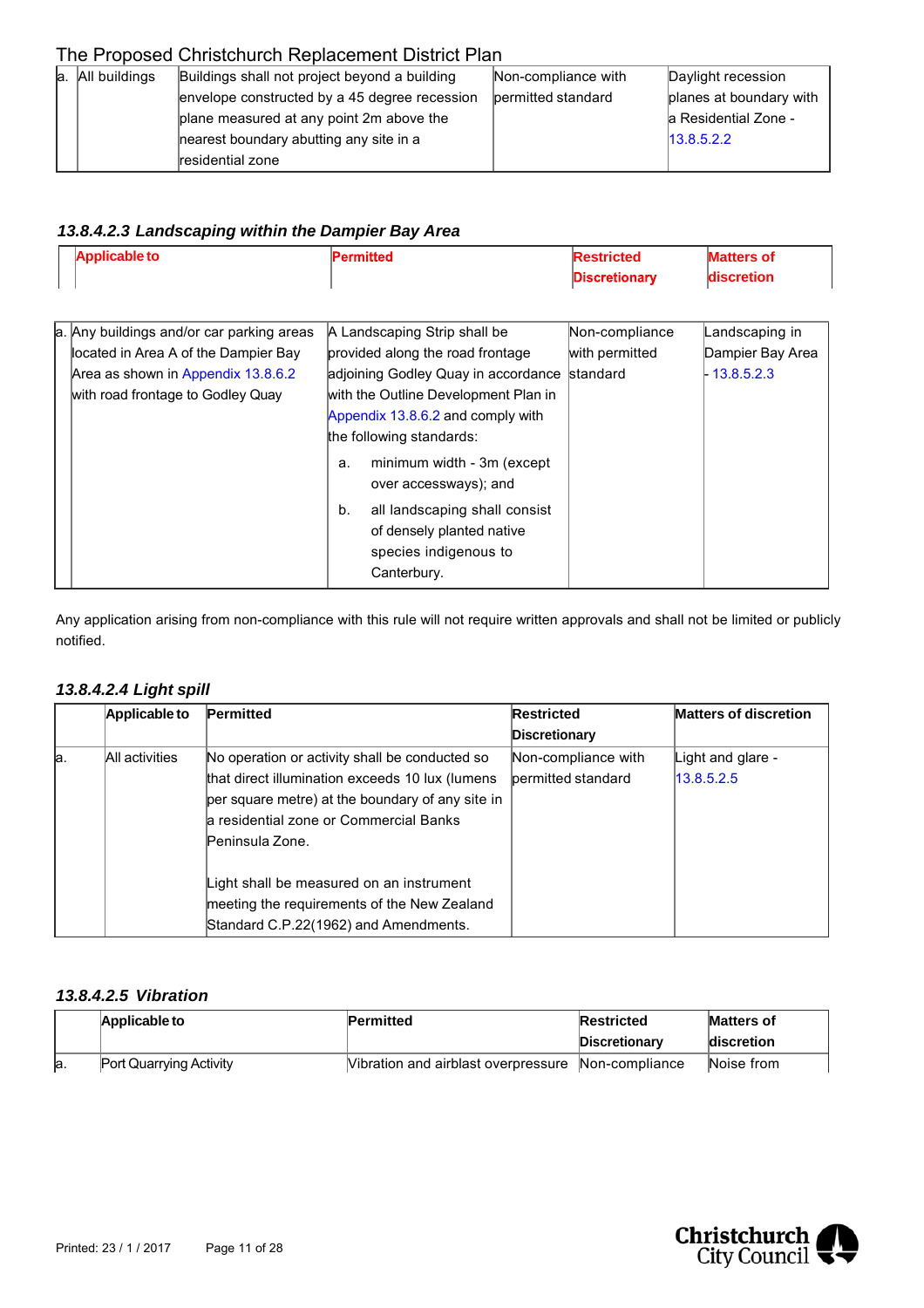| a. | All buildings | Buildings shall not project beyond a building envelope constructed by a 45 degree recession plane measured at any point 2m above the nearest boundary abutting any site in a residential zone | Non-compliance with permitted standard | Daylight recession planes at boundary with a Residential Zone - 13.8.5.2.2 |
|---|---|---|---|---|

#### *13.8.4.2.3 Landscaping within the Dampier Bay Area*

| | Applicable to | Permitted | Restricted Discretionary | Matters of discretion |
|---|---|---|---|---|
| a. | Any buildings and/or car parking areas located in Area A of the Dampier Bay Area as shown in Appendix 13.8.6.2 with road frontage to Godley Quay | A Landscaping Strip shall be provided along the road frontage adjoining Godley Quay in accordance with the Outline Development Plan in Appendix 13.8.6.2 and comply with the following standards:<br>a. minimum width - 3m (except over accessways); and<br>b. all landscaping shall consist of densely planted native species indigenous to Canterbury. | Non-compliance with permitted standard | Landscaping in Dampier Bay Area - 13.8.5.2.3 |

Any application arising from non-compliance with this rule will not require written approvals and shall not be limited or publicly notified.

#### *13.8.4.2.4 Light spill*

| | Applicable to | Permitted | Restricted Discretionary | Matters of discretion |
|---|---|---|---|---|
| a. | All activities | No operation or activity shall be conducted so that direct illumination exceeds 10 lux (lumens per square metre) at the boundary of any site in a residential zone or Commercial Banks Peninsula Zone.<br><br>Light shall be measured on an instrument meeting the requirements of the New Zealand Standard C.P.22(1962) and Amendments. | Non-compliance with permitted standard | Light and glare - 13.8.5.2.5 |

#### *13.8.4.2.5 Vibration*

| | Applicable to | Permitted | Restricted Discretionary | Matters of discretion |
|---|---|---|---|---|
| a. | Port Quarrying Activity | Vibration and airblast overpressure | Non-compliance | Noise from |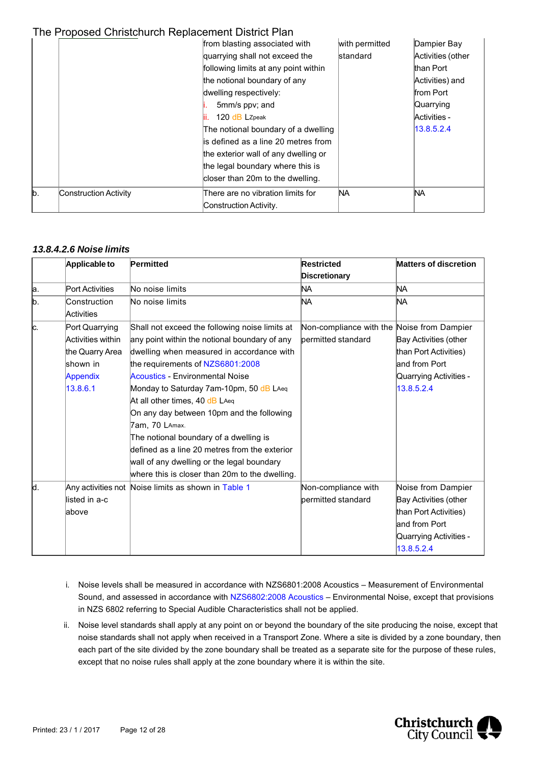|  |  | from blasting associated with quarrying shall not exceed the following limits at any point within the notional boundary of any dwelling respectively:<br>i. 5mm/s ppv; and<br>ii. 120 dB LZpeak<br>The notional boundary of a dwelling is defined as a line 20 metres from the exterior wall of any dwelling or the legal boundary where this is closer than 20m to the dwelling. | with permitted standard | Dampier Bay Activities (other than Port Activities) and from Port Quarrying Activities - 13.8.5.2.4 |
|---|---|---|---|---|
| b. | Construction Activity | There are no vibration limits for Construction Activity. | NA | NA |

### *13.8.4.2.6 Noise limits*

|  | **Applicable to** | **Permitted** | **Restricted Discretionary** | **Matters of discretion** |
|---|---|---|---|---|
| a. | Port Activities | No noise limits | NA | NA |
| b. | Construction Activities | No noise limits | NA | NA |
| c. | Port Quarrying Activities within the Quarry Area shown in Appendix 13.8.6.1 | Shall not exceed the following noise limits at any point within the notional boundary of any dwelling when measured in accordance with the requirements of NZS6801:2008 Acoustics - Environmental Noise<br>Monday to Saturday 7am-10pm, 50 dB LAeq<br>At all other times, 40 dB LAeq<br>On any day between 10pm and the following 7am, 70 LAmax.<br>The notional boundary of a dwelling is defined as a line 20 metres from the exterior wall of any dwelling or the legal boundary where this is closer than 20m to the dwelling. | Non-compliance with the permitted standard | Noise from Dampier Bay Activities (other than Port Activities) and from Port Quarrying Activities - 13.8.5.2.4 |
| d. | Any activities not listed in a-c above | Noise limits as shown in Table 1 | Non-compliance with permitted standard | Noise from Dampier Bay Activities (other than Port Activities) and from Port Quarrying Activities - 13.8.5.2.4 |

i. Noise levels shall be measured in accordance with NZS6801:2008 Acoustics – Measurement of Environmental Sound, and assessed in accordance with NZS6802:2008 Acoustics – Environmental Noise, except that provisions in NZS 6802 referring to Special Audible Characteristics shall not be applied.

ii. Noise level standards shall apply at any point on or beyond the boundary of the site producing the noise, except that noise standards shall not apply when received in a Transport Zone. Where a site is divided by a zone boundary, then each part of the site divided by the zone boundary shall be treated as a separate site for the purpose of these rules, except that no noise rules shall apply at the zone boundary where it is within the site.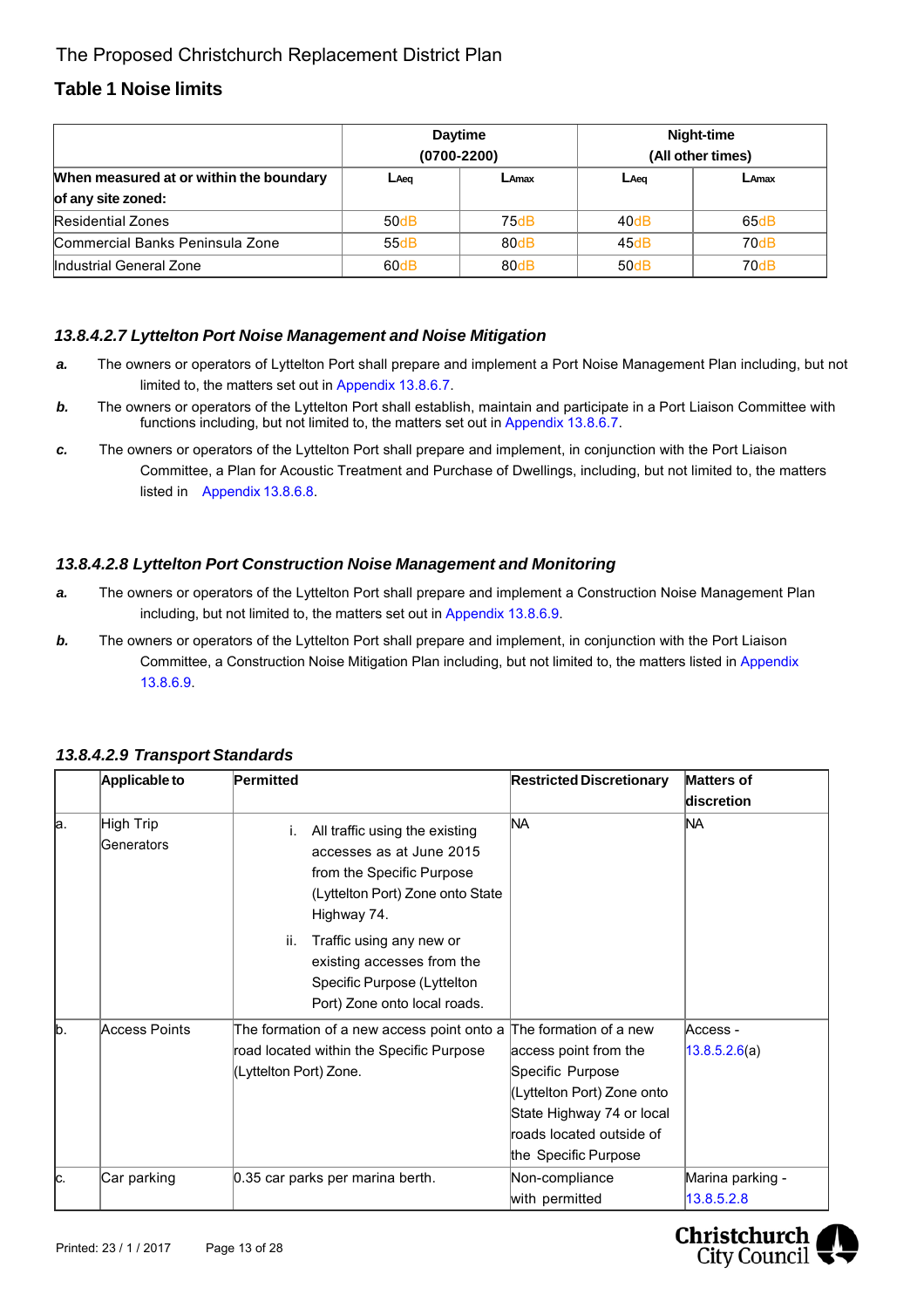The Proposed Christchurch Replacement District Plan

### Table 1 Noise limits

| | Daytime (0700-2200) | | Night-time (All other times) | |
|---|---|---|---|---|
| **When measured at or within the boundary of any site zoned:** | $L_{Aeq}$ | $L_{Amax}$ | $L_{Aeq}$ | $L_{Amax}$ |
| Residential Zones | 50dB | 75dB | 40dB | 65dB |
| Commercial Banks Peninsula Zone | 55dB | 80dB | 45dB | 70dB |
| Industrial General Zone | 60dB | 80dB | 50dB | 70dB |

#### *13.8.4.2.7 Lyttelton Port Noise Management and Noise Mitigation*

- ***a.*** The owners or operators of Lyttelton Port shall prepare and implement a Port Noise Management Plan including, but not limited to, the matters set out in Appendix 13.8.6.7.
- ***b.*** The owners or operators of the Lyttelton Port shall establish, maintain and participate in a Port Liaison Committee with functions including, but not limited to, the matters set out in Appendix 13.8.6.7.
- ***c.*** The owners or operators of the Lyttelton Port shall prepare and implement, in conjunction with the Port Liaison Committee, a Plan for Acoustic Treatment and Purchase of Dwellings, including, but not limited to, the matters listed in Appendix 13.8.6.8.

#### *13.8.4.2.8 Lyttelton Port Construction Noise Management and Monitoring*

- ***a.*** The owners or operators of the Lyttelton Port shall prepare and implement a Construction Noise Management Plan including, but not limited to, the matters set out in Appendix 13.8.6.9.
- ***b.*** The owners or operators of the Lyttelton Port shall prepare and implement, in conjunction with the Port Liaison Committee, a Construction Noise Mitigation Plan including, but not limited to, the matters listed in Appendix 13.8.6.9.

#### *13.8.4.2.9 Transport Standards*

| | **Applicable to** | **Permitted** | **Restricted Discretionary** | **Matters of discretion** |
|---|---|---|---|---|
| a. | High Trip Generators | i. All traffic using the existing accesses as at June 2015 from the Specific Purpose (Lyttelton Port) Zone onto State Highway 74.<br>ii. Traffic using any new or existing accesses from the Specific Purpose (Lyttelton Port) Zone onto local roads. | NA | NA |
| b. | Access Points | The formation of a new access point onto a road located within the Specific Purpose (Lyttelton Port) Zone. | The formation of a new access point from the Specific Purpose (Lyttelton Port) Zone onto State Highway 74 or local roads located outside of the Specific Purpose | Access - 13.8.5.2.6(a) |
| c. | Car parking | 0.35 car parks per marina berth. | Non-compliance with permitted | Marina parking - 13.8.5.2.8 |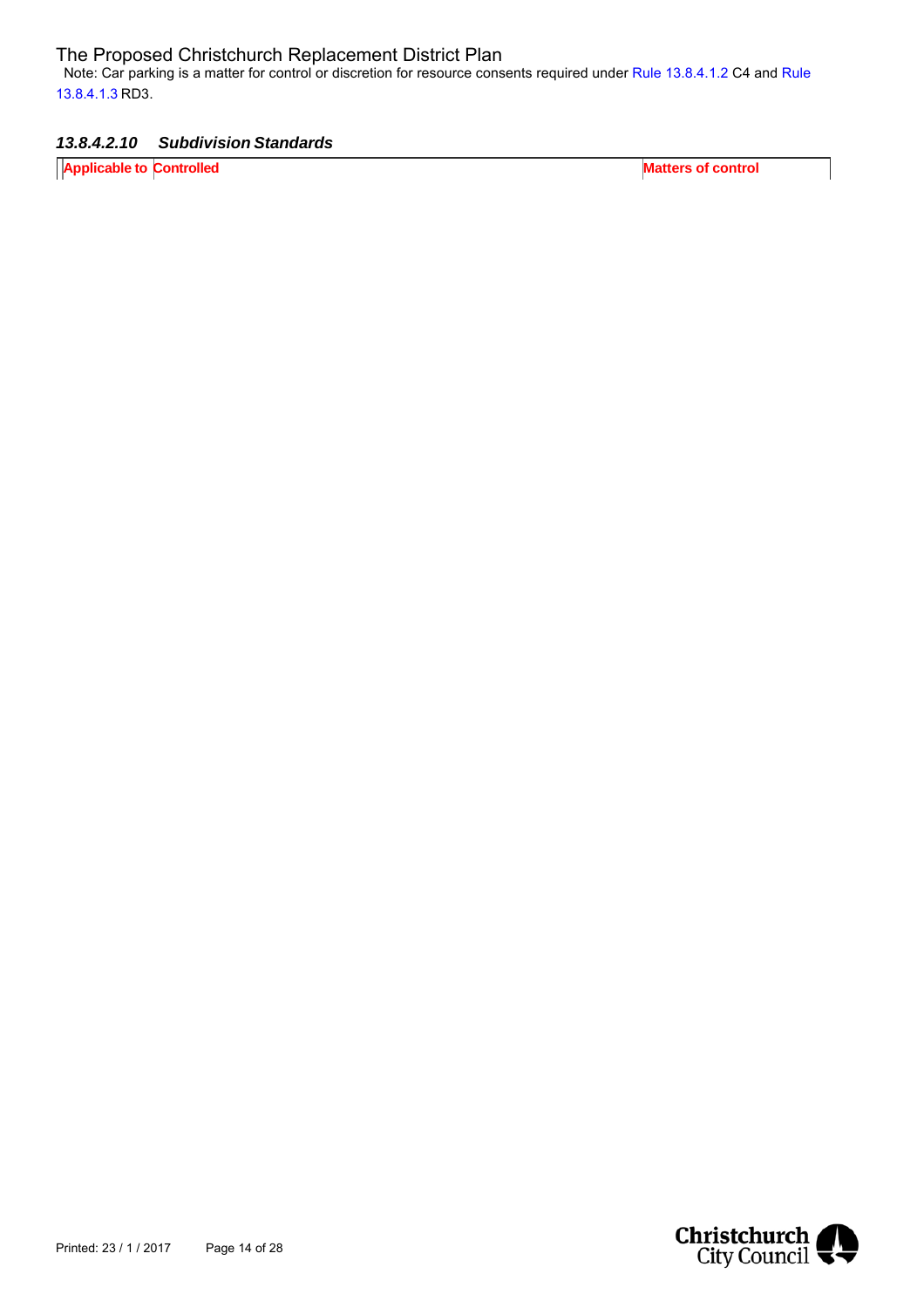Note: Car parking is a matter for control or discretion for resource consents required under Rule 13.8.4.1.2 C4 and Rule 13.8.4.1.3 RD3.

### *13.8.4.2.10 Subdivision Standards*

| Applicable to | Controlled | Matters of control |
| --- | --- | --- |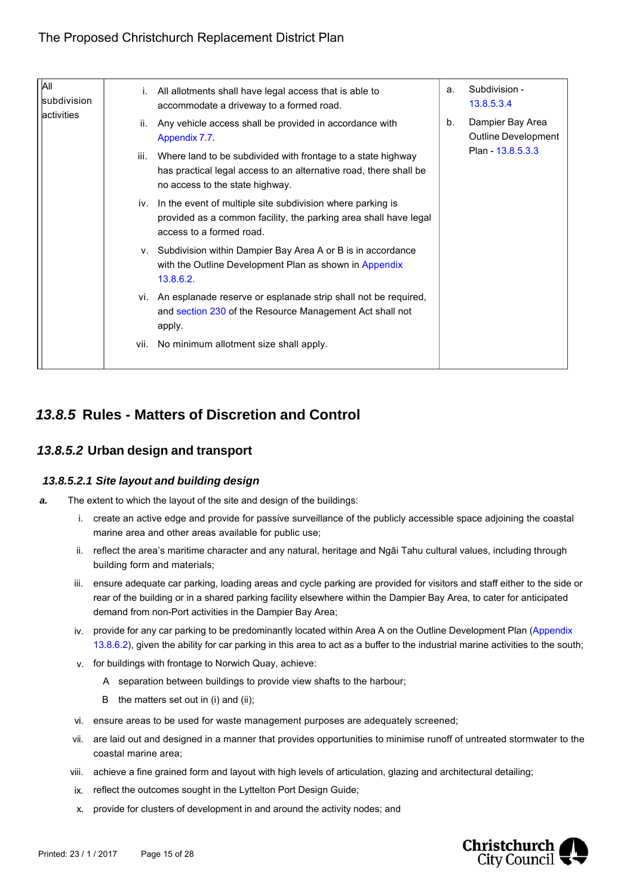| | | |
|---|---|---|
| All subdivision activities | i. All allotments shall have legal access that is able to accommodate a driveway to a formed road.<br>ii. Any vehicle access shall be provided in accordance with Appendix 7.7.<br>iii. Where land to be subdivided with frontage to a state highway has practical legal access to an alternative road, there shall be no access to the state highway.<br>iv. In the event of multiple site subdivision where parking is provided as a common facility, the parking area shall have legal access to a formed road.<br>v. Subdivision within Dampier Bay Area A or B is in accordance with the Outline Development Plan as shown in Appendix 13.8.6.2.<br>vi. An esplanade reserve or esplanade strip shall not be required, and section 230 of the Resource Management Act shall not apply.<br>vii. No minimum allotment size shall apply. | a. Subdivision - 13.8.5.3.4<br>b. Dampier Bay Area Outline Development Plan - 13.8.5.3.3 |

## 13.8.5 Rules - Matters of Discretion and Control

### 13.8.5.2 Urban design and transport

#### 13.8.5.2.1 Site layout and building design

**a.** The extent to which the layout of the site and design of the buildings:

i. create an active edge and provide for passive surveillance of the publicly accessible space adjoining the coastal marine area and other areas available for public use;

ii. reflect the area's maritime character and any natural, heritage and Ngāi Tahu cultural values, including through building form and materials;

iii. ensure adequate car parking, loading areas and cycle parking are provided for visitors and staff either to the side or rear of the building or in a shared parking facility elsewhere within the Dampier Bay Area, to cater for anticipated demand from non-Port activities in the Dampier Bay Area;

iv. provide for any car parking to be predominantly located within Area A on the Outline Development Plan (Appendix 13.8.6.2), given the ability for car parking in this area to act as a buffer to the industrial marine activities to the south;

v. for buildings with frontage to Norwich Quay, achieve:

  A separation between buildings to provide view shafts to the harbour;

  B the matters set out in (i) and (ii);

vi. ensure areas to be used for waste management purposes are adequately screened;

vii. are laid out and designed in a manner that provides opportunities to minimise runoff of untreated stormwater to the coastal marine area;

viii. achieve a fine grained form and layout with high levels of articulation, glazing and architectural detailing;

ix. reflect the outcomes sought in the Lyttelton Port Design Guide;

x. provide for clusters of development in and around the activity nodes; and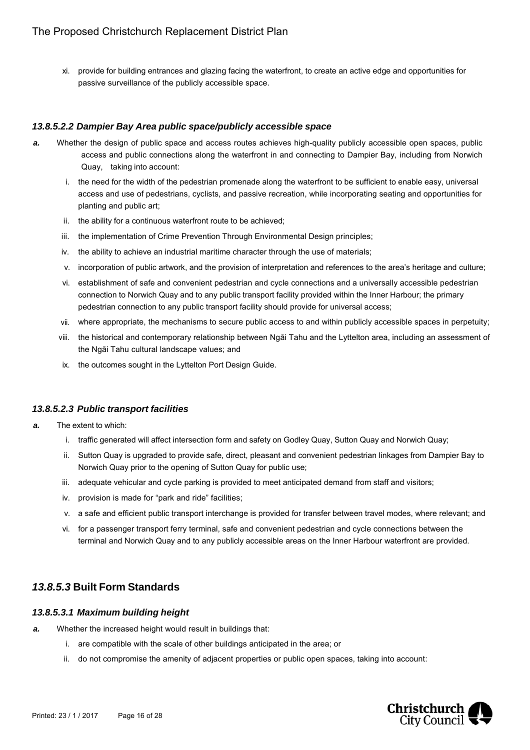xi. provide for building entrances and glazing facing the waterfront, to create an active edge and opportunities for passive surveillance of the publicly accessible space.

#### *13.8.5.2.2 Dampier Bay Area public space/publicly accessible space*

***a.*** Whether the design of public space and access routes achieves high-quality publicly accessible open spaces, public access and public connections along the waterfront in and connecting to Dampier Bay, including from Norwich Quay, taking into account:

i. the need for the width of the pedestrian promenade along the waterfront to be sufficient to enable easy, universal access and use of pedestrians, cyclists, and passive recreation, while incorporating seating and opportunities for planting and public art;

ii. the ability for a continuous waterfront route to be achieved;

iii. the implementation of Crime Prevention Through Environmental Design principles;

iv. the ability to achieve an industrial maritime character through the use of materials;

v. incorporation of public artwork, and the provision of interpretation and references to the area's heritage and culture;

vi. establishment of safe and convenient pedestrian and cycle connections and a universally accessible pedestrian connection to Norwich Quay and to any public transport facility provided within the Inner Harbour; the primary pedestrian connection to any public transport facility should provide for universal access;

vii. where appropriate, the mechanisms to secure public access to and within publicly accessible spaces in perpetuity;

viii. the historical and contemporary relationship between Ngāi Tahu and the Lyttelton area, including an assessment of the Ngāi Tahu cultural landscape values; and

ix. the outcomes sought in the Lyttelton Port Design Guide.

#### *13.8.5.2.3 Public transport facilities*

***a.*** The extent to which:

i. traffic generated will affect intersection form and safety on Godley Quay, Sutton Quay and Norwich Quay;

ii. Sutton Quay is upgraded to provide safe, direct, pleasant and convenient pedestrian linkages from Dampier Bay to Norwich Quay prior to the opening of Sutton Quay for public use;

iii. adequate vehicular and cycle parking is provided to meet anticipated demand from staff and visitors;

iv. provision is made for "park and ride" facilities;

v. a safe and efficient public transport interchange is provided for transfer between travel modes, where relevant; and

vi. for a passenger transport ferry terminal, safe and convenient pedestrian and cycle connections between the terminal and Norwich Quay and to any publicly accessible areas on the Inner Harbour waterfront are provided.

### *13.8.5.3* **Built Form Standards**

#### *13.8.5.3.1 Maximum building height*

***a.*** Whether the increased height would result in buildings that:

i. are compatible with the scale of other buildings anticipated in the area; or

ii. do not compromise the amenity of adjacent properties or public open spaces, taking into account: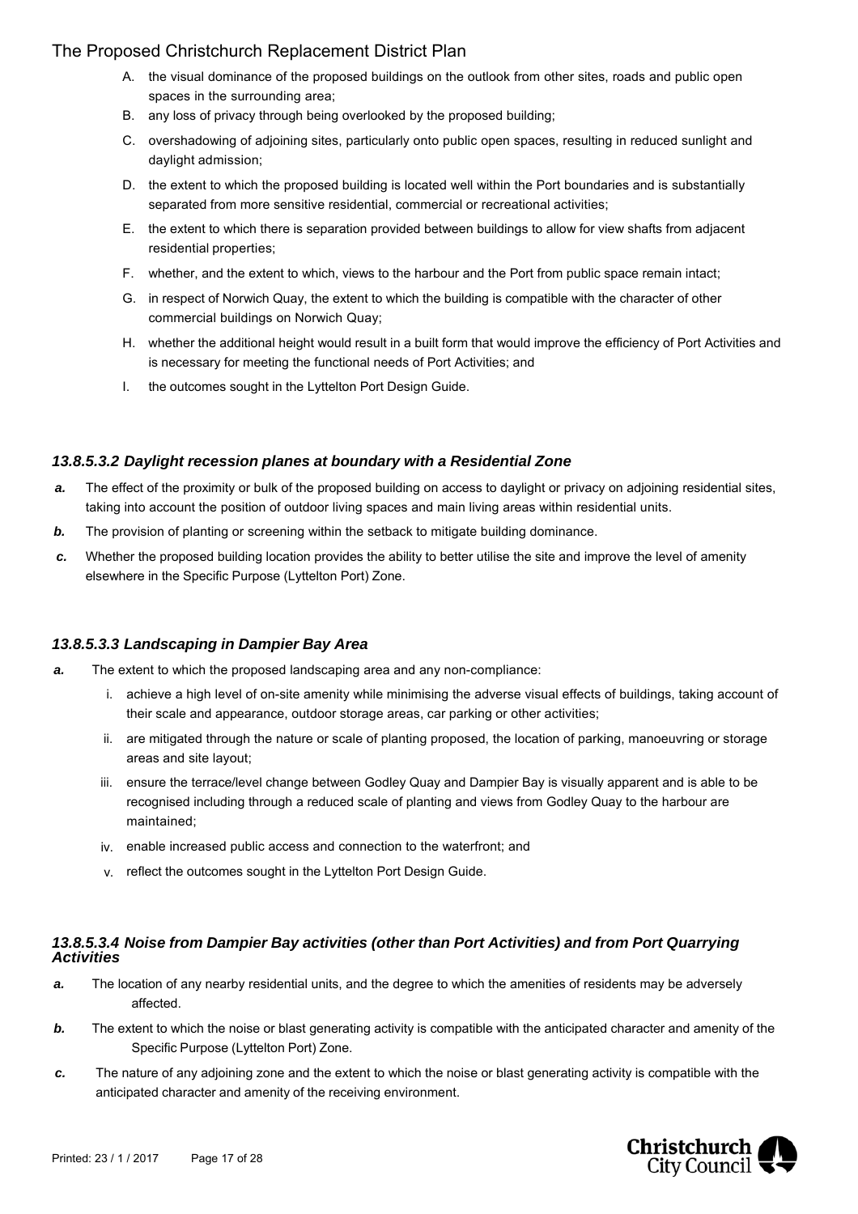A. the visual dominance of the proposed buildings on the outlook from other sites, roads and public open spaces in the surrounding area;
B. any loss of privacy through being overlooked by the proposed building;
C. overshadowing of adjoining sites, particularly onto public open spaces, resulting in reduced sunlight and daylight admission;
D. the extent to which the proposed building is located well within the Port boundaries and is substantially separated from more sensitive residential, commercial or recreational activities;
E. the extent to which there is separation provided between buildings to allow for view shafts from adjacent residential properties;
F. whether, and the extent to which, views to the harbour and the Port from public space remain intact;
G. in respect of Norwich Quay, the extent to which the building is compatible with the character of other commercial buildings on Norwich Quay;
H. whether the additional height would result in a built form that would improve the efficiency of Port Activities and is necessary for meeting the functional needs of Port Activities; and
I. the outcomes sought in the Lyttelton Port Design Guide.

### *13.8.5.3.2 Daylight recession planes at boundary with a Residential Zone*

***a.*** The effect of the proximity or bulk of the proposed building on access to daylight or privacy on adjoining residential sites, taking into account the position of outdoor living spaces and main living areas within residential units.

***b.*** The provision of planting or screening within the setback to mitigate building dominance.

***c.*** Whether the proposed building location provides the ability to better utilise the site and improve the level of amenity elsewhere in the Specific Purpose (Lyttelton Port) Zone.

### *13.8.5.3.3 Landscaping in Dampier Bay Area*

***a.*** The extent to which the proposed landscaping area and any non-compliance:

i. achieve a high level of on-site amenity while minimising the adverse visual effects of buildings, taking account of their scale and appearance, outdoor storage areas, car parking or other activities;
ii. are mitigated through the nature or scale of planting proposed, the location of parking, manoeuvring or storage areas and site layout;
iii. ensure the terrace/level change between Godley Quay and Dampier Bay is visually apparent and is able to be recognised including through a reduced scale of planting and views from Godley Quay to the harbour are maintained;
iv. enable increased public access and connection to the waterfront; and
v. reflect the outcomes sought in the Lyttelton Port Design Guide.

### *13.8.5.3.4 Noise from Dampier Bay activities (other than Port Activities) and from Port Quarrying Activities*

***a.*** The location of any nearby residential units, and the degree to which the amenities of residents may be adversely affected.

***b.*** The extent to which the noise or blast generating activity is compatible with the anticipated character and amenity of the Specific Purpose (Lyttelton Port) Zone.

***c.*** The nature of any adjoining zone and the extent to which the noise or blast generating activity is compatible with the anticipated character and amenity of the receiving environment.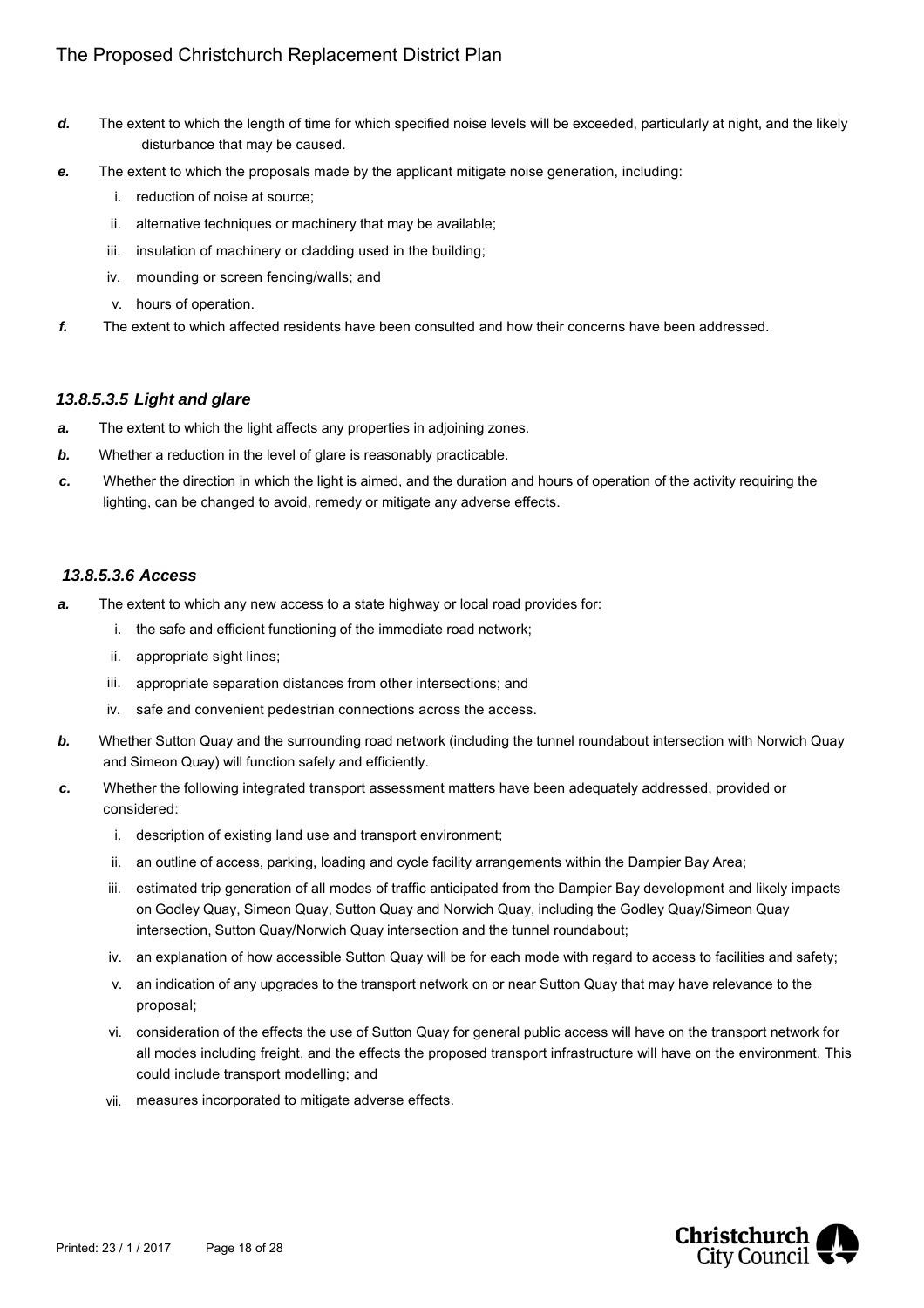*d.* The extent to which the length of time for which specified noise levels will be exceeded, particularly at night, and the likely disturbance that may be caused.

*e.* The extent to which the proposals made by the applicant mitigate noise generation, including:

   i. reduction of noise at source;

   ii. alternative techniques or machinery that may be available;

   iii. insulation of machinery or cladding used in the building;

   iv. mounding or screen fencing/walls; and

   v. hours of operation.

*f.* The extent to which affected residents have been consulted and how their concerns have been addressed.

### *13.8.5.3.5 Light and glare*

*a.* The extent to which the light affects any properties in adjoining zones.

*b.* Whether a reduction in the level of glare is reasonably practicable.

*c.* Whether the direction in which the light is aimed, and the duration and hours of operation of the activity requiring the lighting, can be changed to avoid, remedy or mitigate any adverse effects.

### *13.8.5.3.6 Access*

*a.* The extent to which any new access to a state highway or local road provides for:

   i. the safe and efficient functioning of the immediate road network;

   ii. appropriate sight lines;

   iii. appropriate separation distances from other intersections; and

   iv. safe and convenient pedestrian connections across the access.

*b.* Whether Sutton Quay and the surrounding road network (including the tunnel roundabout intersection with Norwich Quay and Simeon Quay) will function safely and efficiently.

*c.* Whether the following integrated transport assessment matters have been adequately addressed, provided or considered:

   i. description of existing land use and transport environment;

   ii. an outline of access, parking, loading and cycle facility arrangements within the Dampier Bay Area;

   iii. estimated trip generation of all modes of traffic anticipated from the Dampier Bay development and likely impacts on Godley Quay, Simeon Quay, Sutton Quay and Norwich Quay, including the Godley Quay/Simeon Quay intersection, Sutton Quay/Norwich Quay intersection and the tunnel roundabout;

   iv. an explanation of how accessible Sutton Quay will be for each mode with regard to access to facilities and safety;

   v. an indication of any upgrades to the transport network on or near Sutton Quay that may have relevance to the proposal;

   vi. consideration of the effects the use of Sutton Quay for general public access will have on the transport network for all modes including freight, and the effects the proposed transport infrastructure will have on the environment. This could include transport modelling; and

   vii. measures incorporated to mitigate adverse effects.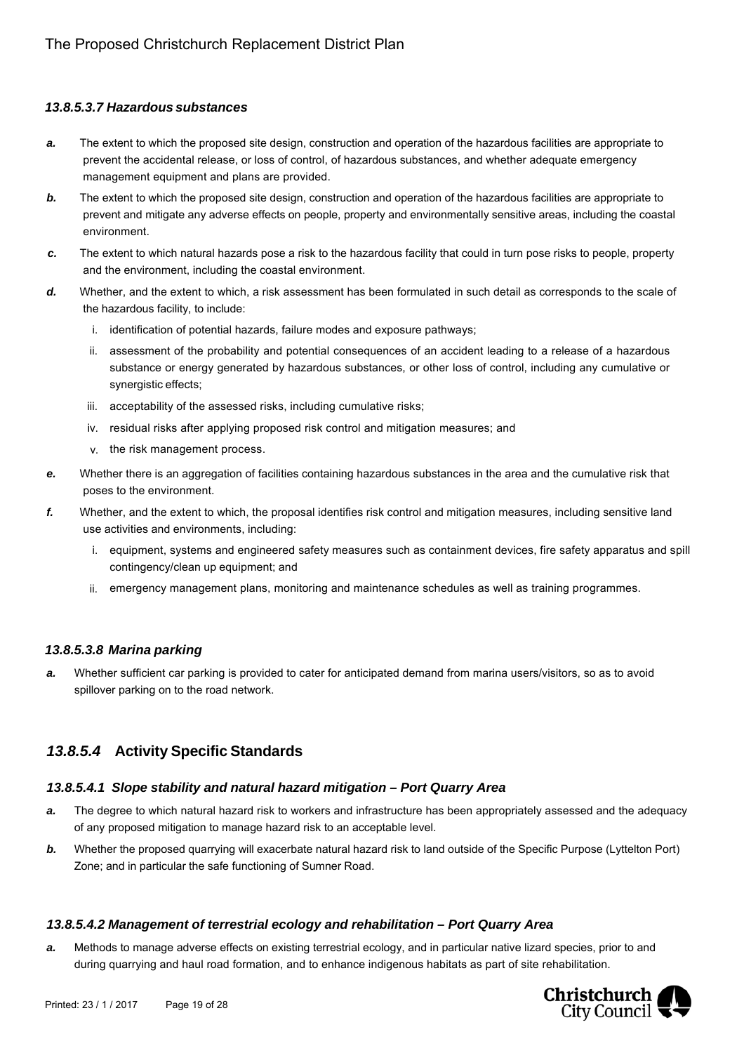#### *13.8.5.3.7 Hazardous substances*

***a.*** The extent to which the proposed site design, construction and operation of the hazardous facilities are appropriate to prevent the accidental release, or loss of control, of hazardous substances, and whether adequate emergency management equipment and plans are provided.

***b.*** The extent to which the proposed site design, construction and operation of the hazardous facilities are appropriate to prevent and mitigate any adverse effects on people, property and environmentally sensitive areas, including the coastal environment.

***c.*** The extent to which natural hazards pose a risk to the hazardous facility that could in turn pose risks to people, property and the environment, including the coastal environment.

***d.*** Whether, and the extent to which, a risk assessment has been formulated in such detail as corresponds to the scale of the hazardous facility, to include:

  i. identification of potential hazards, failure modes and exposure pathways;

  ii. assessment of the probability and potential consequences of an accident leading to a release of a hazardous substance or energy generated by hazardous substances, or other loss of control, including any cumulative or synergistic effects;

  iii. acceptability of the assessed risks, including cumulative risks;

  iv. residual risks after applying proposed risk control and mitigation measures; and

  v. the risk management process.

***e.*** Whether there is an aggregation of facilities containing hazardous substances in the area and the cumulative risk that poses to the environment.

***f.*** Whether, and the extent to which, the proposal identifies risk control and mitigation measures, including sensitive land use activities and environments, including:

  i. equipment, systems and engineered safety measures such as containment devices, fire safety apparatus and spill contingency/clean up equipment; and

  ii. emergency management plans, monitoring and maintenance schedules as well as training programmes.

#### *13.8.5.3.8 Marina parking*

***a.*** Whether sufficient car parking is provided to cater for anticipated demand from marina users/visitors, so as to avoid spillover parking on to the road network.

### *13.8.5.4* Activity Specific Standards

#### *13.8.5.4.1 Slope stability and natural hazard mitigation – Port Quarry Area*

***a.*** The degree to which natural hazard risk to workers and infrastructure has been appropriately assessed and the adequacy of any proposed mitigation to manage hazard risk to an acceptable level.

***b.*** Whether the proposed quarrying will exacerbate natural hazard risk to land outside of the Specific Purpose (Lyttelton Port) Zone; and in particular the safe functioning of Sumner Road.

#### *13.8.5.4.2 Management of terrestrial ecology and rehabilitation – Port Quarry Area*

***a.*** Methods to manage adverse effects on existing terrestrial ecology, and in particular native lizard species, prior to and during quarrying and haul road formation, and to enhance indigenous habitats as part of site rehabilitation.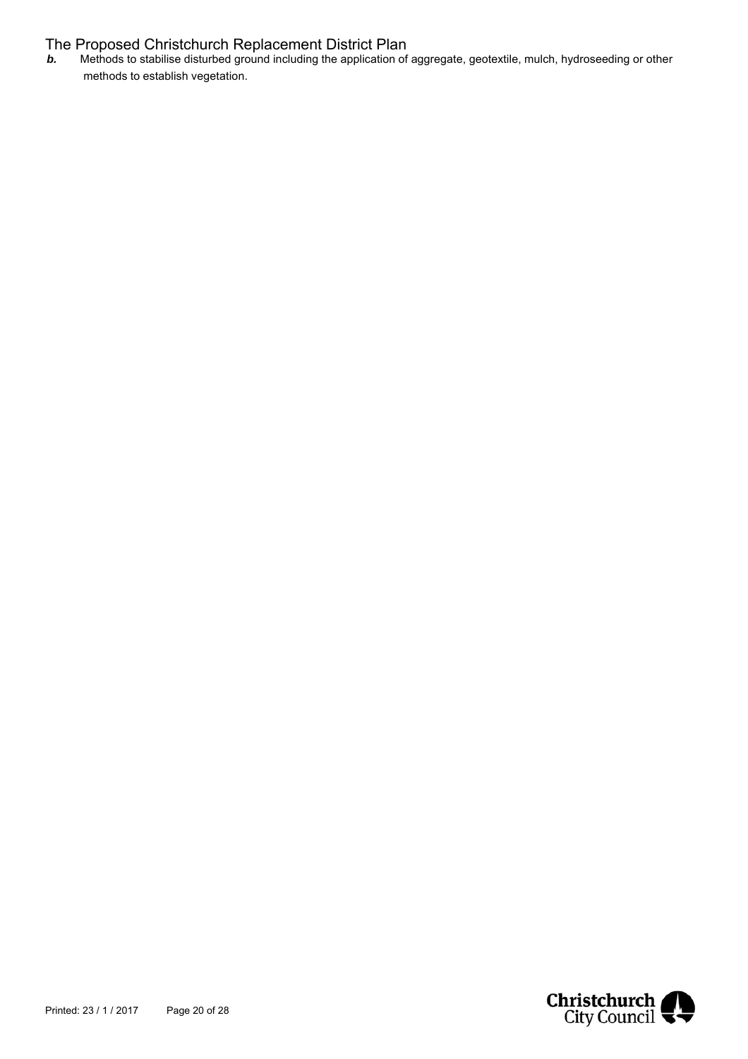***b.*** Methods to stabilise disturbed ground including the application of aggregate, geotextile, mulch, hydroseeding or other methods to establish vegetation.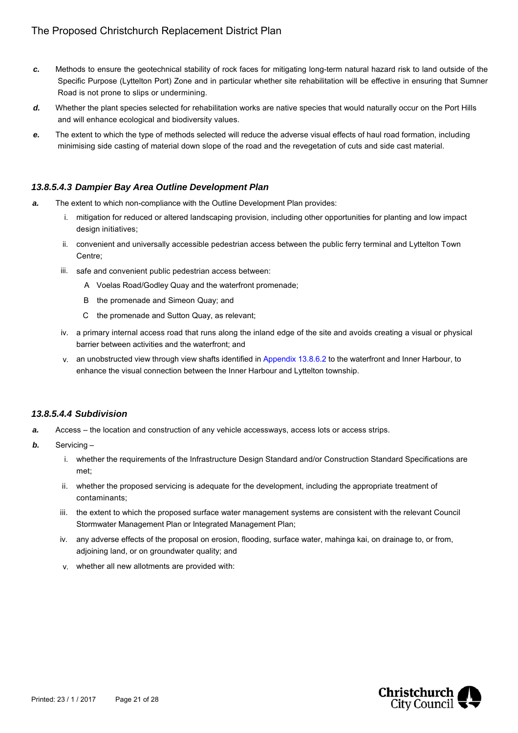*c.* Methods to ensure the geotechnical stability of rock faces for mitigating long-term natural hazard risk to land outside of the Specific Purpose (Lyttelton Port) Zone and in particular whether site rehabilitation will be effective in ensuring that Sumner Road is not prone to slips or undermining.

*d.* Whether the plant species selected for rehabilitation works are native species that would naturally occur on the Port Hills and will enhance ecological and biodiversity values.

*e.* The extent to which the type of methods selected will reduce the adverse visual effects of haul road formation, including minimising side casting of material down slope of the road and the revegetation of cuts and side cast material.

### *13.8.5.4.3 Dampier Bay Area Outline Development Plan*

*a.* The extent to which non-compliance with the Outline Development Plan provides:

i. mitigation for reduced or altered landscaping provision, including other opportunities for planting and low impact design initiatives;

ii. convenient and universally accessible pedestrian access between the public ferry terminal and Lyttelton Town Centre;

iii. safe and convenient public pedestrian access between:

A Voelas Road/Godley Quay and the waterfront promenade;

B the promenade and Simeon Quay; and

C the promenade and Sutton Quay, as relevant;

iv. a primary internal access road that runs along the inland edge of the site and avoids creating a visual or physical barrier between activities and the waterfront; and

v. an unobstructed view through view shafts identified in Appendix 13.8.6.2 to the waterfront and Inner Harbour, to enhance the visual connection between the Inner Harbour and Lyttelton township.

### *13.8.5.4.4 Subdivision*

*a.* Access – the location and construction of any vehicle accessways, access lots or access strips.

*b.* Servicing –

i. whether the requirements of the Infrastructure Design Standard and/or Construction Standard Specifications are met;

ii. whether the proposed servicing is adequate for the development, including the appropriate treatment of contaminants;

iii. the extent to which the proposed surface water management systems are consistent with the relevant Council Stormwater Management Plan or Integrated Management Plan;

iv. any adverse effects of the proposal on erosion, flooding, surface water, mahinga kai, on drainage to, or from, adjoining land, or on groundwater quality; and

v. whether all new allotments are provided with: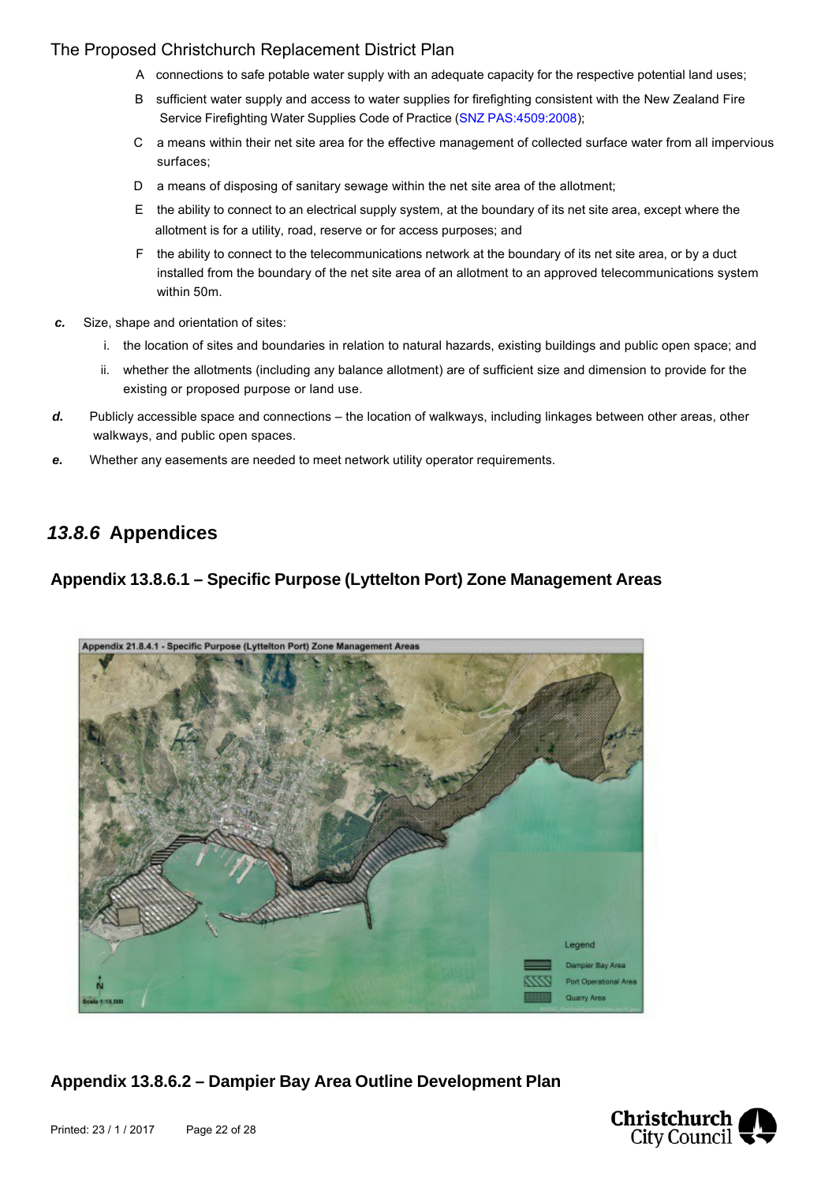A connections to safe potable water supply with an adequate capacity for the respective potential land uses;

B sufficient water supply and access to water supplies for firefighting consistent with the New Zealand Fire Service Firefighting Water Supplies Code of Practice (SNZ PAS:4509:2008);

C a means within their net site area for the effective management of collected surface water from all impervious surfaces;

D a means of disposing of sanitary sewage within the net site area of the allotment;

E the ability to connect to an electrical supply system, at the boundary of its net site area, except where the allotment is for a utility, road, reserve or for access purposes; and

F the ability to connect to the telecommunications network at the boundary of its net site area, or by a duct installed from the boundary of the net site area of an allotment to an approved telecommunications system within 50m.

***c.*** Size, shape and orientation of sites:

i. the location of sites and boundaries in relation to natural hazards, existing buildings and public open space; and

ii. whether the allotments (including any balance allotment) are of sufficient size and dimension to provide for the existing or proposed purpose or land use.

***d.*** Publicly accessible space and connections – the location of walkways, including linkages between other areas, other walkways, and public open spaces.

***e.*** Whether any easements are needed to meet network utility operator requirements.

## *13.8.6* Appendices

### Appendix 13.8.6.1 – Specific Purpose (Lyttelton Port) Zone Management Areas

Appendix 21.8.4.1 - Specific Purpose (Lyttelton Port) Zone Management Areas

Legend
- Dampier Bay Area
- Port Operational Area
- Quarry Area

Scale 1:18,000

### Appendix 13.8.6.2 – Dampier Bay Area Outline Development Plan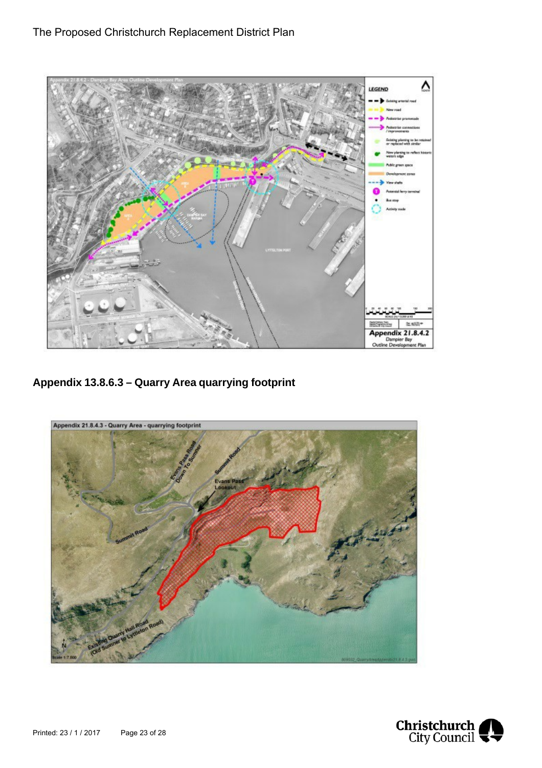## Appendix 13.8.6.3 – Quarry Area quarrying footprint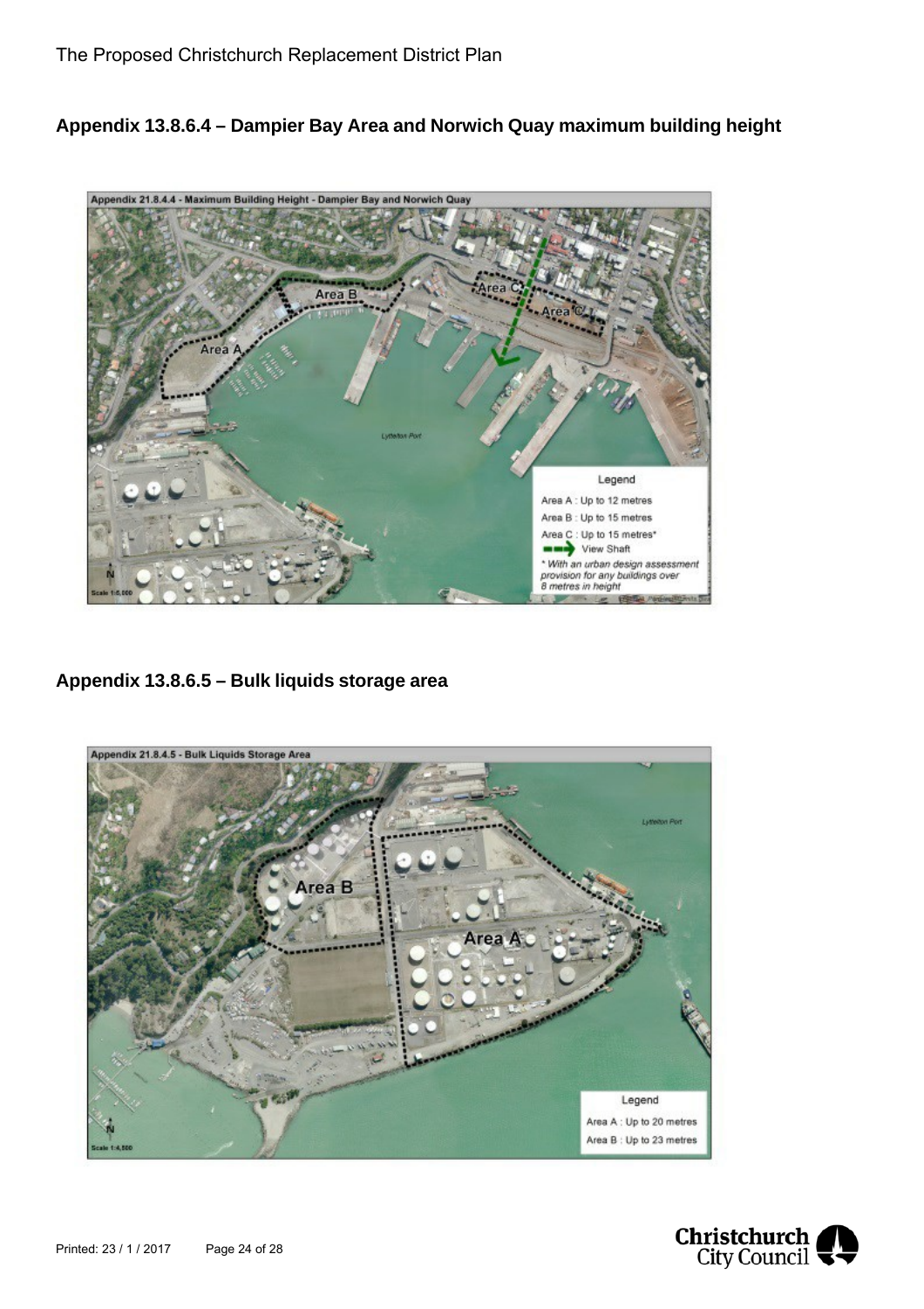## Appendix 13.8.6.4 – Dampier Bay Area and Norwich Quay maximum building height

Appendix 21.8.4.4 - Maximum Building Height - Dampier Bay and Norwich Quay

Legend

Area A : Up to 12 metres

Area B : Up to 15 metres

Area C : Up to 15 metres*

View Shaft

* With an urban design assessment provision for any buildings over 8 metres in height

## Appendix 13.8.6.5 – Bulk liquids storage area

Appendix 21.8.4.5 - Bulk Liquids Storage Area

Legend

Area A : Up to 20 metres

Area B : Up to 23 metres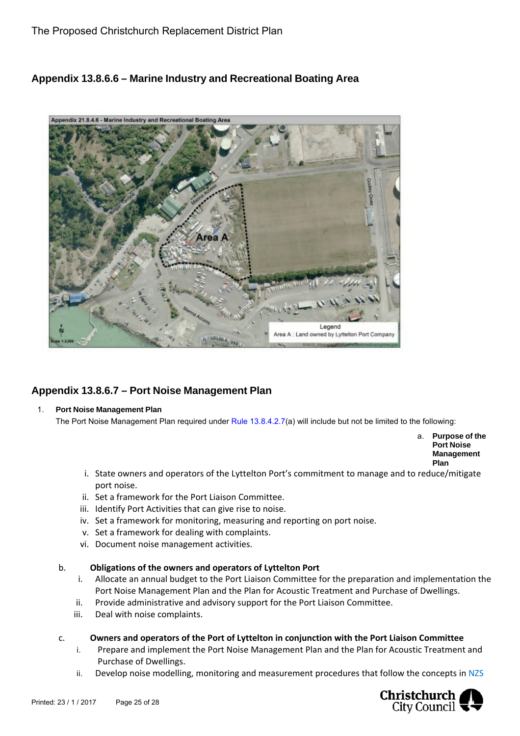## Appendix 13.8.6.6 – Marine Industry and Recreational Boating Area

## Appendix 13.8.6.7 – Port Noise Management Plan

1. **Port Noise Management Plan**

   The Port Noise Management Plan required under Rule 13.8.4.2.7(a) will include but not be limited to the following:

   a. **Purpose of the Port Noise Management Plan**

      i. State owners and operators of the Lyttelton Port's commitment to manage and to reduce/mitigate port noise.
      ii. Set a framework for the Port Liaison Committee.
      iii. Identify Port Activities that can give rise to noise.
      iv. Set a framework for monitoring, measuring and reporting on port noise.
      v. Set a framework for dealing with complaints.
      vi. Document noise management activities.

   b. **Obligations of the owners and operators of Lyttelton Port**

      i. Allocate an annual budget to the Port Liaison Committee for the preparation and implementation the Port Noise Management Plan and the Plan for Acoustic Treatment and Purchase of Dwellings.
      ii. Provide administrative and advisory support for the Port Liaison Committee.
      iii. Deal with noise complaints.

   c. **Owners and operators of the Port of Lyttelton in conjunction with the Port Liaison Committee**

      i. Prepare and implement the Port Noise Management Plan and the Plan for Acoustic Treatment and Purchase of Dwellings.
      ii. Develop noise modelling, monitoring and measurement procedures that follow the concepts in NZS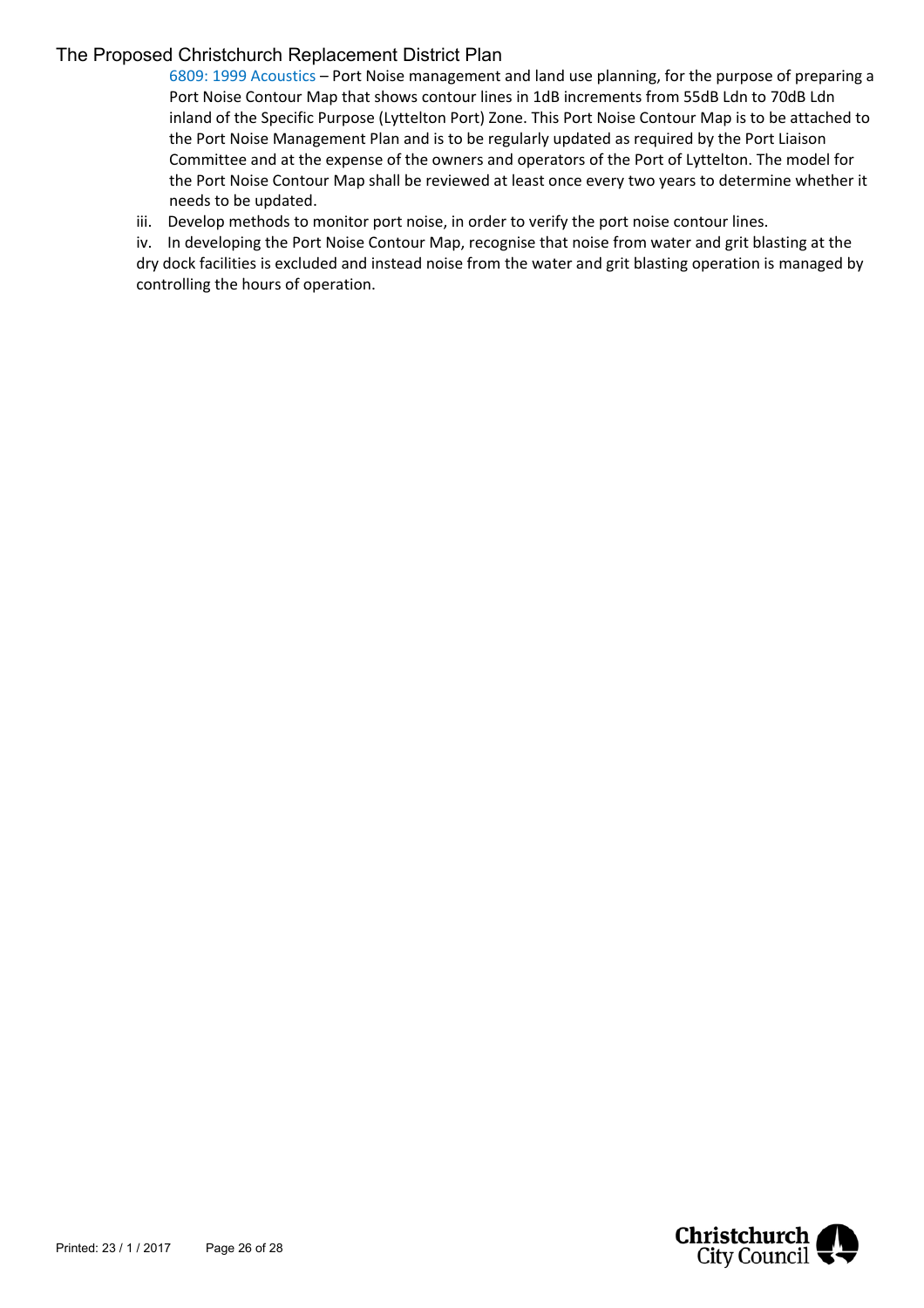6809: 1999 Acoustics – Port Noise management and land use planning, for the purpose of preparing a Port Noise Contour Map that shows contour lines in 1dB increments from 55dB Ldn to 70dB Ldn inland of the Specific Purpose (Lyttelton Port) Zone. This Port Noise Contour Map is to be attached to the Port Noise Management Plan and is to be regularly updated as required by the Port Liaison Committee and at the expense of the owners and operators of the Port of Lyttelton. The model for the Port Noise Contour Map shall be reviewed at least once every two years to determine whether it needs to be updated.

iii. Develop methods to monitor port noise, in order to verify the port noise contour lines.

iv. In developing the Port Noise Contour Map, recognise that noise from water and grit blasting at the dry dock facilities is excluded and instead noise from the water and grit blasting operation is managed by controlling the hours of operation.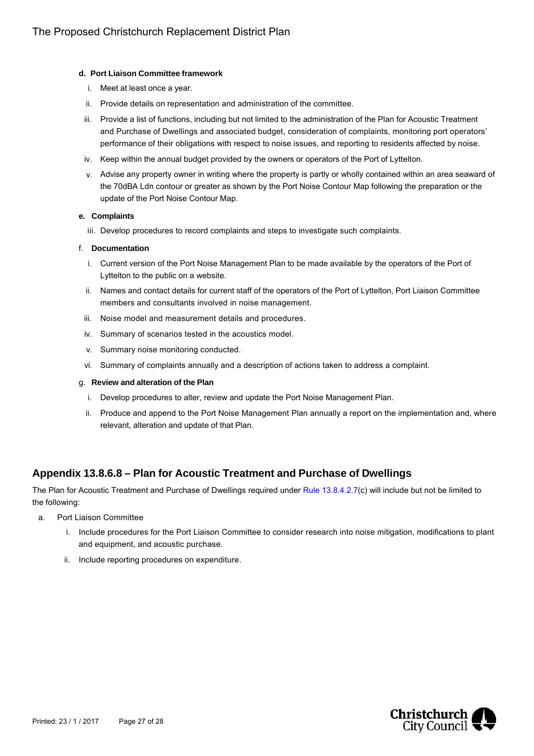**d. Port Liaison Committee framework**

i. Meet at least once a year.

ii. Provide details on representation and administration of the committee.

iii. Provide a list of functions, including but not limited to the administration of the Plan for Acoustic Treatment and Purchase of Dwellings and associated budget, consideration of complaints, monitoring port operators' performance of their obligations with respect to noise issues, and reporting to residents affected by noise.

iv. Keep within the annual budget provided by the owners or operators of the Port of Lyttelton.

v. Advise any property owner in writing where the property is partly or wholly contained within an area seaward of the 70dBA Ldn contour or greater as shown by the Port Noise Contour Map following the preparation or the update of the Port Noise Contour Map.

**e. Complaints**

iii. Develop procedures to record complaints and steps to investigate such complaints.

**f. Documentation**

i. Current version of the Port Noise Management Plan to be made available by the operators of the Port of Lyttelton to the public on a website.

ii. Names and contact details for current staff of the operators of the Port of Lyttelton, Port Liaison Committee members and consultants involved in noise management.

iii. Noise model and measurement details and procedures.

iv. Summary of scenarios tested in the acoustics model.

v. Summary noise monitoring conducted.

vi. Summary of complaints annually and a description of actions taken to address a complaint.

**g. Review and alteration of the Plan**

i. Develop procedures to alter, review and update the Port Noise Management Plan.

ii. Produce and append to the Port Noise Management Plan annually a report on the implementation and, where relevant, alteration and update of that Plan.

## Appendix 13.8.6.8 – Plan for Acoustic Treatment and Purchase of Dwellings

The Plan for Acoustic Treatment and Purchase of Dwellings required under Rule 13.8.4.2.7(c) will include but not be limited to the following:

a. Port Liaison Committee

   i. Include procedures for the Port Liaison Committee to consider research into noise mitigation, modifications to plant and equipment, and acoustic purchase.

   ii. Include reporting procedures on expenditure.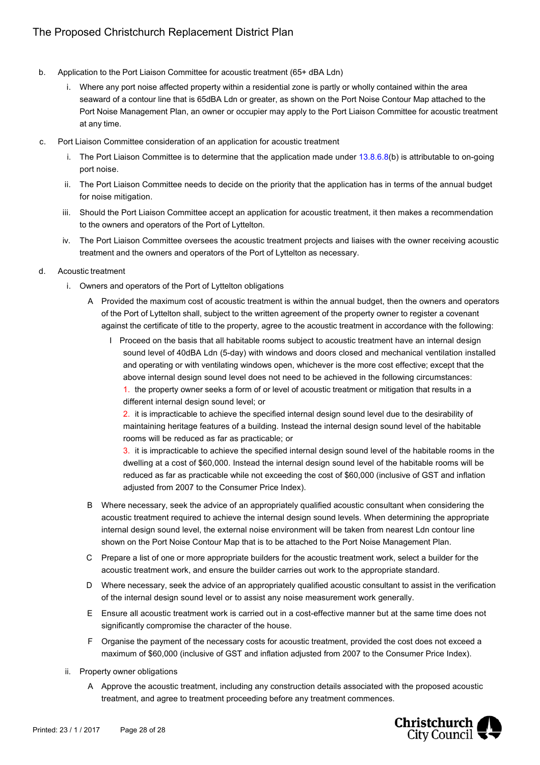b. Application to the Port Liaison Committee for acoustic treatment (65+ dBA Ldn)

   i. Where any port noise affected property within a residential zone is partly or wholly contained within the area seaward of a contour line that is 65dBA Ldn or greater, as shown on the Port Noise Contour Map attached to the Port Noise Management Plan, an owner or occupier may apply to the Port Liaison Committee for acoustic treatment at any time.

c. Port Liaison Committee consideration of an application for acoustic treatment

   i. The Port Liaison Committee is to determine that the application made under 13.8.6.8(b) is attributable to on-going port noise.

   ii. The Port Liaison Committee needs to decide on the priority that the application has in terms of the annual budget for noise mitigation.

   iii. Should the Port Liaison Committee accept an application for acoustic treatment, it then makes a recommendation to the owners and operators of the Port of Lyttelton.

   iv. The Port Liaison Committee oversees the acoustic treatment projects and liaises with the owner receiving acoustic treatment and the owners and operators of the Port of Lyttelton as necessary.

d. Acoustic treatment

   i. Owners and operators of the Port of Lyttelton obligations

      A Provided the maximum cost of acoustic treatment is within the annual budget, then the owners and operators of the Port of Lyttelton shall, subject to the written agreement of the property owner to register a covenant against the certificate of title to the property, agree to the acoustic treatment in accordance with the following:

         I Proceed on the basis that all habitable rooms subject to acoustic treatment have an internal design sound level of 40dBA Ldn (5-day) with windows and doors closed and mechanical ventilation installed and operating or with ventilating windows open, whichever is the more cost effective; except that the above internal design sound level does not need to be achieved in the following circumstances:

         1. the property owner seeks a form of or level of acoustic treatment or mitigation that results in a different internal design sound level; or

         2. it is impracticable to achieve the specified internal design sound level due to the desirability of maintaining heritage features of a building. Instead the internal design sound level of the habitable rooms will be reduced as far as practicable; or

         3. it is impracticable to achieve the specified internal design sound level of the habitable rooms in the dwelling at a cost of $60,000. Instead the internal design sound level of the habitable rooms will be reduced as far as practicable while not exceeding the cost of $60,000 (inclusive of GST and inflation adjusted from 2007 to the Consumer Price Index).

      B Where necessary, seek the advice of an appropriately qualified acoustic consultant when considering the acoustic treatment required to achieve the internal design sound levels. When determining the appropriate internal design sound level, the external noise environment will be taken from nearest Ldn contour line shown on the Port Noise Contour Map that is to be attached to the Port Noise Management Plan.

      C Prepare a list of one or more appropriate builders for the acoustic treatment work, select a builder for the acoustic treatment work, and ensure the builder carries out work to the appropriate standard.

      D Where necessary, seek the advice of an appropriately qualified acoustic consultant to assist in the verification of the internal design sound level or to assist any noise measurement work generally.

      E Ensure all acoustic treatment work is carried out in a cost-effective manner but at the same time does not significantly compromise the character of the house.

      F Organise the payment of the necessary costs for acoustic treatment, provided the cost does not exceed a maximum of $60,000 (inclusive of GST and inflation adjusted from 2007 to the Consumer Price Index).

   ii. Property owner obligations

      A Approve the acoustic treatment, including any construction details associated with the proposed acoustic treatment, and agree to treatment proceeding before any treatment commences.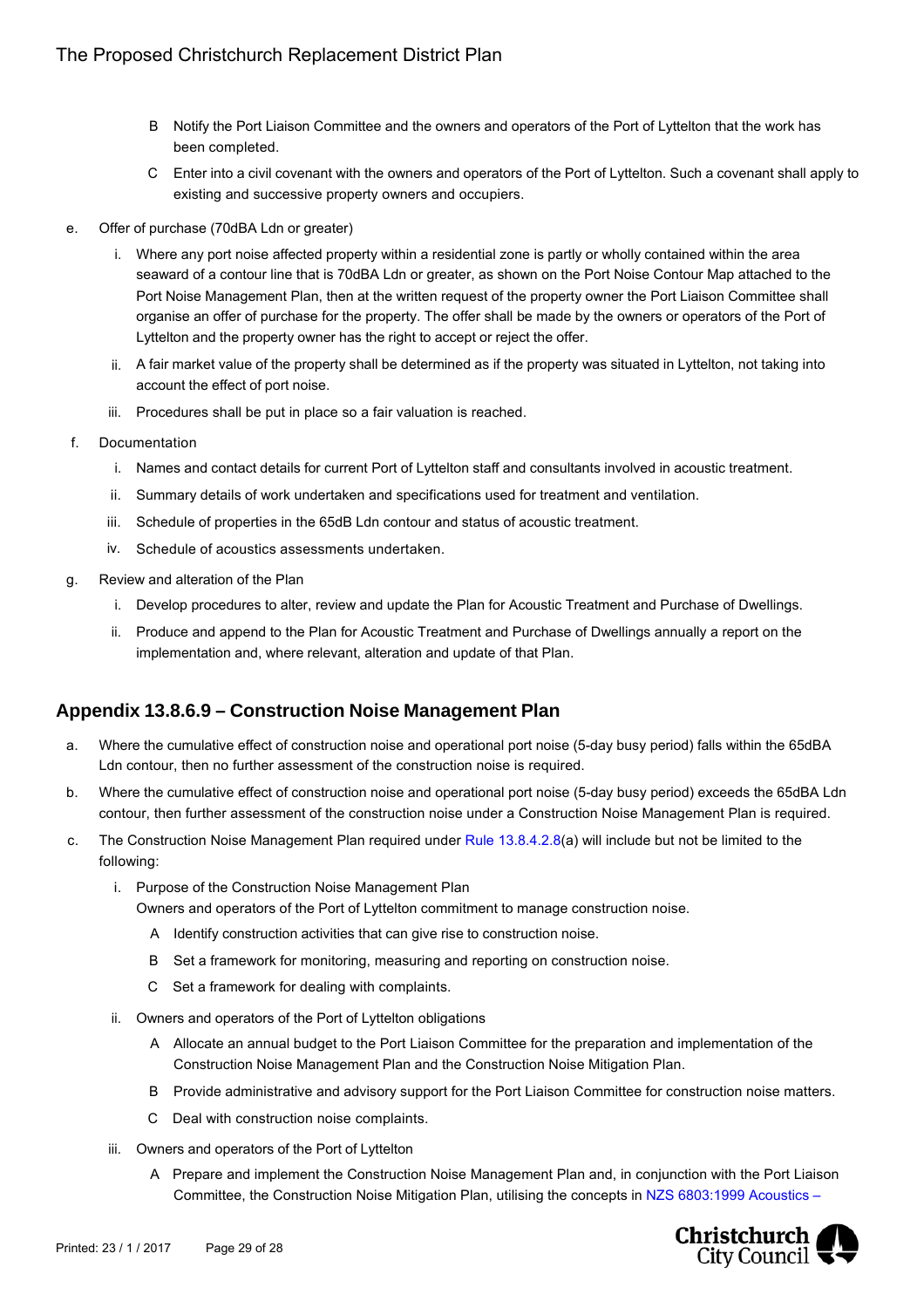B Notify the Port Liaison Committee and the owners and operators of the Port of Lyttelton that the work has been completed.

C Enter into a civil covenant with the owners and operators of the Port of Lyttelton. Such a covenant shall apply to existing and successive property owners and occupiers.

e. Offer of purchase (70dBA Ldn or greater)

  i. Where any port noise affected property within a residential zone is partly or wholly contained within the area seaward of a contour line that is 70dBA Ldn or greater, as shown on the Port Noise Contour Map attached to the Port Noise Management Plan, then at the written request of the property owner the Port Liaison Committee shall organise an offer of purchase for the property. The offer shall be made by the owners or operators of the Port of Lyttelton and the property owner has the right to accept or reject the offer.

  ii. A fair market value of the property shall be determined as if the property was situated in Lyttelton, not taking into account the effect of port noise.

  iii. Procedures shall be put in place so a fair valuation is reached.

f. Documentation

  i. Names and contact details for current Port of Lyttelton staff and consultants involved in acoustic treatment.

  ii. Summary details of work undertaken and specifications used for treatment and ventilation.

  iii. Schedule of properties in the 65dB Ldn contour and status of acoustic treatment.

  iv. Schedule of acoustics assessments undertaken.

g. Review and alteration of the Plan

  i. Develop procedures to alter, review and update the Plan for Acoustic Treatment and Purchase of Dwellings.

  ii. Produce and append to the Plan for Acoustic Treatment and Purchase of Dwellings annually a report on the implementation and, where relevant, alteration and update of that Plan.

## Appendix 13.8.6.9 – Construction Noise Management Plan

a. Where the cumulative effect of construction noise and operational port noise (5-day busy period) falls within the 65dBA Ldn contour, then no further assessment of the construction noise is required.

b. Where the cumulative effect of construction noise and operational port noise (5-day busy period) exceeds the 65dBA Ldn contour, then further assessment of the construction noise under a Construction Noise Management Plan is required.

c. The Construction Noise Management Plan required under Rule 13.8.4.2.8(a) will include but not be limited to the following:

  i. Purpose of the Construction Noise Management Plan
     Owners and operators of the Port of Lyttelton commitment to manage construction noise.

     A Identify construction activities that can give rise to construction noise.

     B Set a framework for monitoring, measuring and reporting on construction noise.

     C Set a framework for dealing with complaints.

  ii. Owners and operators of the Port of Lyttelton obligations

     A Allocate an annual budget to the Port Liaison Committee for the preparation and implementation of the Construction Noise Management Plan and the Construction Noise Mitigation Plan.

     B Provide administrative and advisory support for the Port Liaison Committee for construction noise matters.

     C Deal with construction noise complaints.

  iii. Owners and operators of the Port of Lyttelton

     A Prepare and implement the Construction Noise Management Plan and, in conjunction with the Port Liaison Committee, the Construction Noise Mitigation Plan, utilising the concepts in NZS 6803:1999 Acoustics –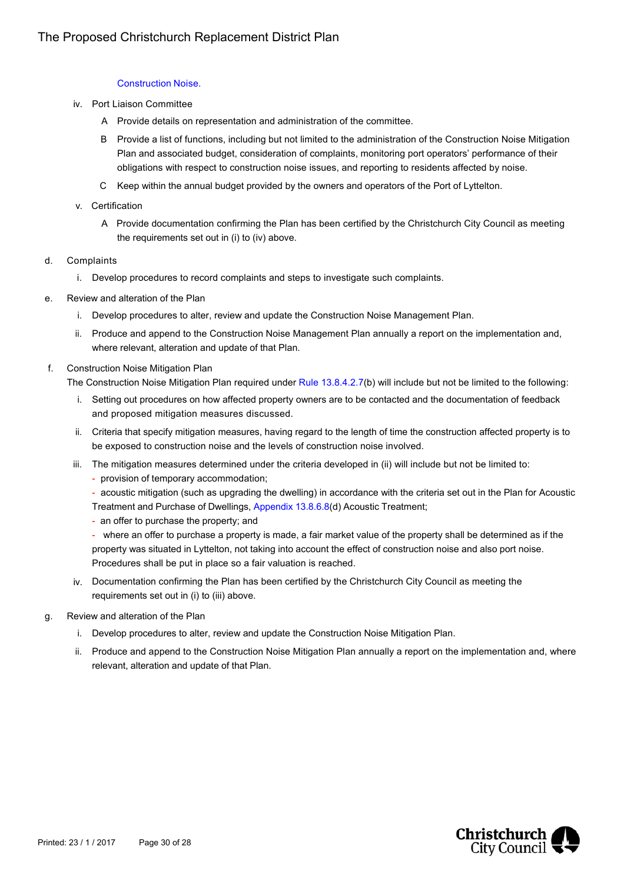Construction Noise.

iv. Port Liaison Committee

   A Provide details on representation and administration of the committee.

   B Provide a list of functions, including but not limited to the administration of the Construction Noise Mitigation Plan and associated budget, consideration of complaints, monitoring port operators' performance of their obligations with respect to construction noise issues, and reporting to residents affected by noise.

   C Keep within the annual budget provided by the owners and operators of the Port of Lyttelton.

v. Certification

   A Provide documentation confirming the Plan has been certified by the Christchurch City Council as meeting the requirements set out in (i) to (iv) above.

d. Complaints

   i. Develop procedures to record complaints and steps to investigate such complaints.

e. Review and alteration of the Plan

   i. Develop procedures to alter, review and update the Construction Noise Management Plan.

   ii. Produce and append to the Construction Noise Management Plan annually a report on the implementation and, where relevant, alteration and update of that Plan.

f. Construction Noise Mitigation Plan

The Construction Noise Mitigation Plan required under Rule 13.8.4.2.7(b) will include but not be limited to the following:

   i. Setting out procedures on how affected property owners are to be contacted and the documentation of feedback and proposed mitigation measures discussed.

   ii. Criteria that specify mitigation measures, having regard to the length of time the construction affected property is to be exposed to construction noise and the levels of construction noise involved.

   iii. The mitigation measures determined under the criteria developed in (ii) will include but not be limited to:
   - provision of temporary accommodation;
   - acoustic mitigation (such as upgrading the dwelling) in accordance with the criteria set out in the Plan for Acoustic Treatment and Purchase of Dwellings, Appendix 13.8.6.8(d) Acoustic Treatment;
   - an offer to purchase the property; and
   - where an offer to purchase a property is made, a fair market value of the property shall be determined as if the property was situated in Lyttelton, not taking into account the effect of construction noise and also port noise. Procedures shall be put in place so a fair valuation is reached.

   iv. Documentation confirming the Plan has been certified by the Christchurch City Council as meeting the requirements set out in (i) to (iii) above.

g. Review and alteration of the Plan

   i. Develop procedures to alter, review and update the Construction Noise Mitigation Plan.

   ii. Produce and append to the Construction Noise Mitigation Plan annually a report on the implementation and, where relevant, alteration and update of that Plan.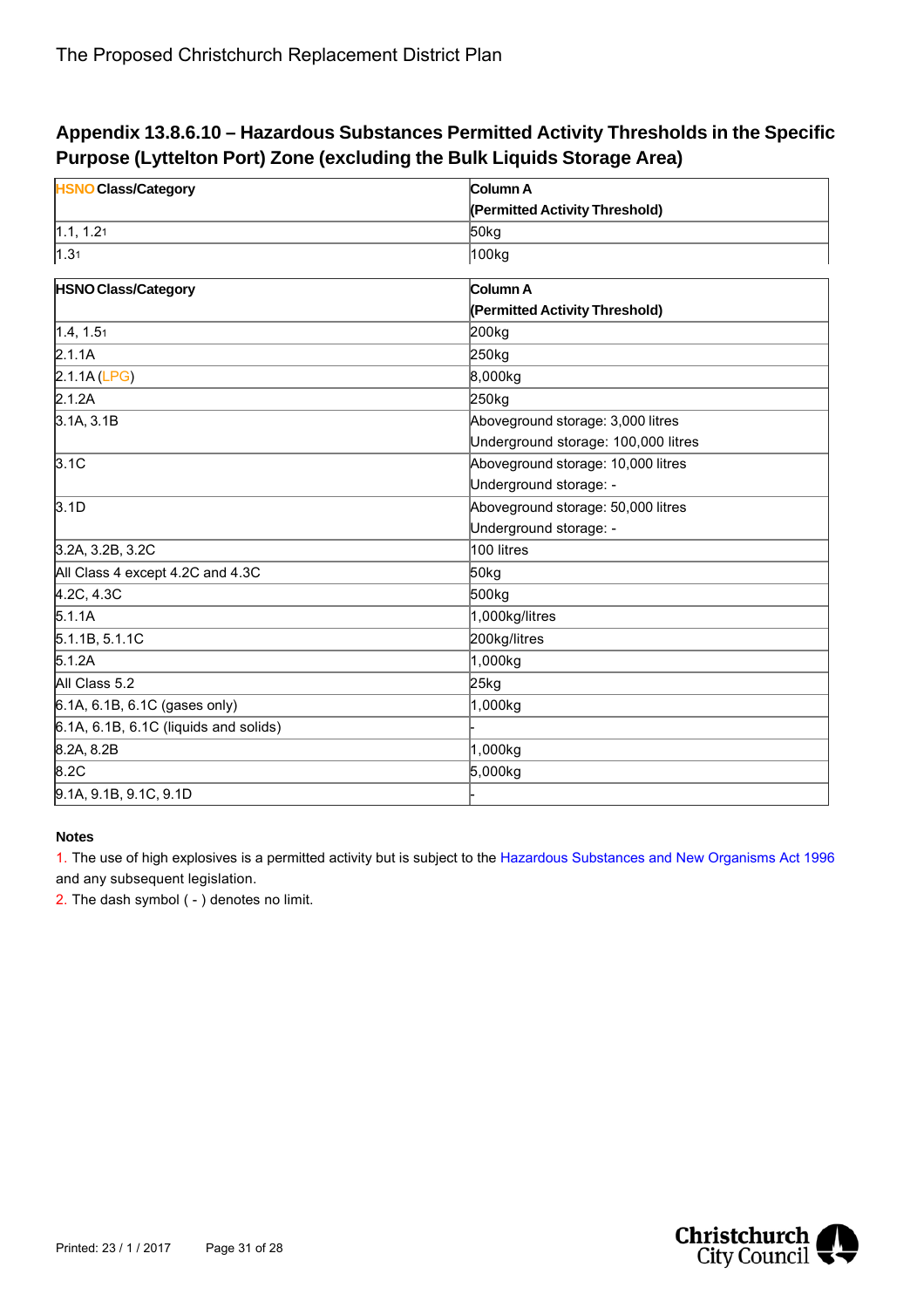## Appendix 13.8.6.10 – Hazardous Substances Permitted Activity Thresholds in the Specific Purpose (Lyttelton Port) Zone (excluding the Bulk Liquids Storage Area)

| HSNO Class/Category | Column A (Permitted Activity Threshold) |
|---|---|
| 1.1, 1.2[1] | 50kg |
| 1.3[1] | 100kg |
| 1.4, 1.5[1] | 200kg |
| 2.1.1A | 250kg |
| 2.1.1A (LPG) | 8,000kg |
| 2.1.2A | 250kg |
| 3.1A, 3.1B | Aboveground storage: 3,000 litres<br>Underground storage: 100,000 litres |
| 3.1C | Aboveground storage: 10,000 litres<br>Underground storage: - |
| 3.1D | Aboveground storage: 50,000 litres<br>Underground storage: - |
| 3.2A, 3.2B, 3.2C | 100 litres |
| All Class 4 except 4.2C and 4.3C | 50kg |
| 4.2C, 4.3C | 500kg |
| 5.1.1A | 1,000kg/litres |
| 5.1.1B, 5.1.1C | 200kg/litres |
| 5.1.2A | 1,000kg |
| All Class 5.2 | 25kg |
| 6.1A, 6.1B, 6.1C (gases only) | 1,000kg |
| 6.1A, 6.1B, 6.1C (liquids and solids) | - |
| 8.2A, 8.2B | 1,000kg |
| 8.2C | 5,000kg |
| 9.1A, 9.1B, 9.1C, 9.1D | - |

**Notes**

1. The use of high explosives is a permitted activity but is subject to the Hazardous Substances and New Organisms Act 1996 and any subsequent legislation.
2. The dash symbol ( - ) denotes no limit.